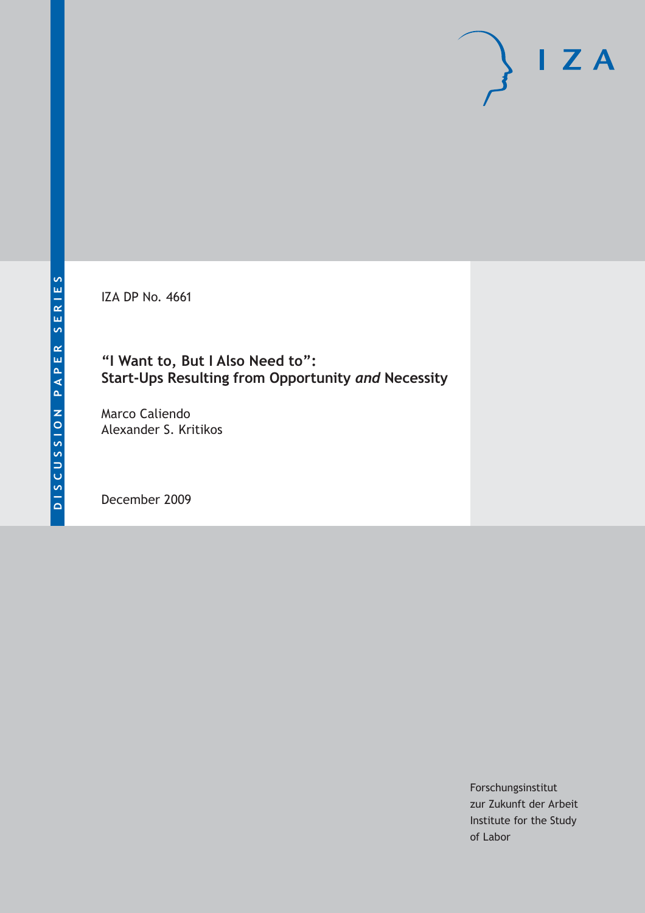DISCUSSION PAPER SERIES

IZA DP No. 4661

# "I Want to, But I Also Need to": Start-Ups Resulting from Opportunity *and* Necessity

Marco Caliendo
Alexander S. Kritikos

December 2009

Forschungsinstitut
zur Zukunft der Arbeit
Institute for the Study
of Labor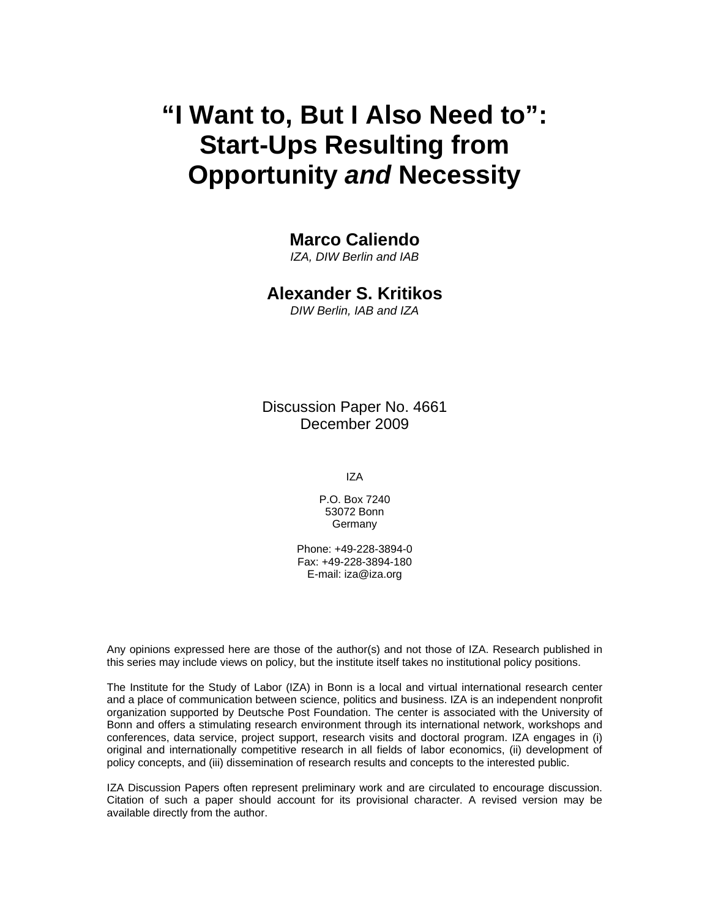# "I Want to, But I Also Need to": Start-Ups Resulting from Opportunity *and* Necessity

**Marco Caliendo**
*IZA, DIW Berlin and IAB*

**Alexander S. Kritikos**
*DIW Berlin, IAB and IZA*

Discussion Paper No. 4661
December 2009

IZA

P.O. Box 7240
53072 Bonn
Germany

Phone: +49-228-3894-0
Fax: +49-228-3894-180
E-mail: iza@iza.org

Any opinions expressed here are those of the author(s) and not those of IZA. Research published in this series may include views on policy, but the institute itself takes no institutional policy positions.

The Institute for the Study of Labor (IZA) in Bonn is a local and virtual international research center and a place of communication between science, politics and business. IZA is an independent nonprofit organization supported by Deutsche Post Foundation. The center is associated with the University of Bonn and offers a stimulating research environment through its international network, workshops and conferences, data service, project support, research visits and doctoral program. IZA engages in (i) original and internationally competitive research in all fields of labor economics, (ii) development of policy concepts, and (iii) dissemination of research results and concepts to the interested public.

IZA Discussion Papers often represent preliminary work and are circulated to encourage discussion. Citation of such a paper should account for its provisional character. A revised version may be available directly from the author.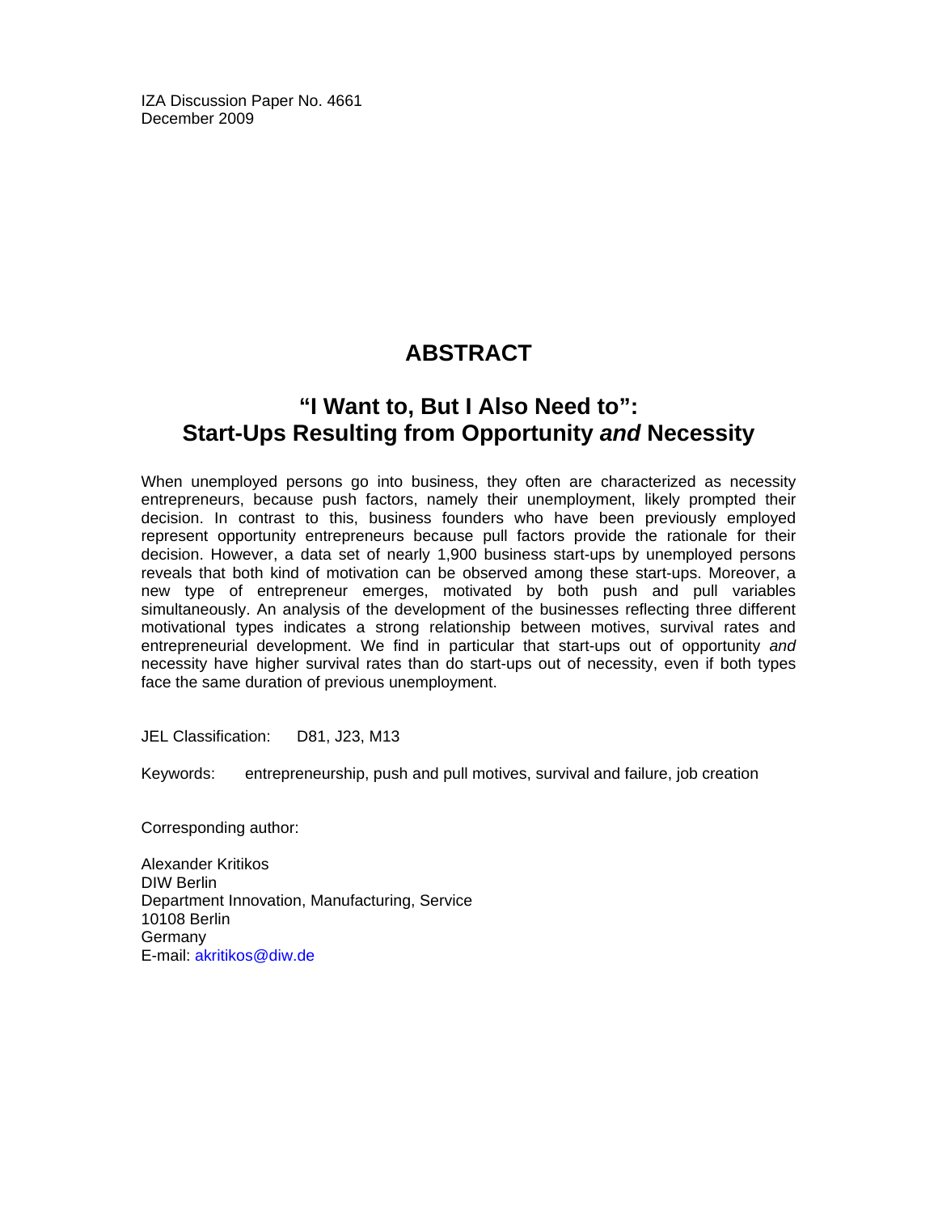IZA Discussion Paper No. 4661
December 2009

## ABSTRACT

## "I Want to, But I Also Need to": Start-Ups Resulting from Opportunity *and* Necessity

When unemployed persons go into business, they often are characterized as necessity entrepreneurs, because push factors, namely their unemployment, likely prompted their decision. In contrast to this, business founders who have been previously employed represent opportunity entrepreneurs because pull factors provide the rationale for their decision. However, a data set of nearly 1,900 business start-ups by unemployed persons reveals that both kind of motivation can be observed among these start-ups. Moreover, a new type of entrepreneur emerges, motivated by both push and pull variables simultaneously. An analysis of the development of the businesses reflecting three different motivational types indicates a strong relationship between motives, survival rates and entrepreneurial development. We find in particular that start-ups out of opportunity *and* necessity have higher survival rates than do start-ups out of necessity, even if both types face the same duration of previous unemployment.

JEL Classification: D81, J23, M13

Keywords: entrepreneurship, push and pull motives, survival and failure, job creation

Corresponding author:

Alexander Kritikos
DIW Berlin
Department Innovation, Manufacturing, Service
10108 Berlin
Germany
E-mail: akritikos@diw.de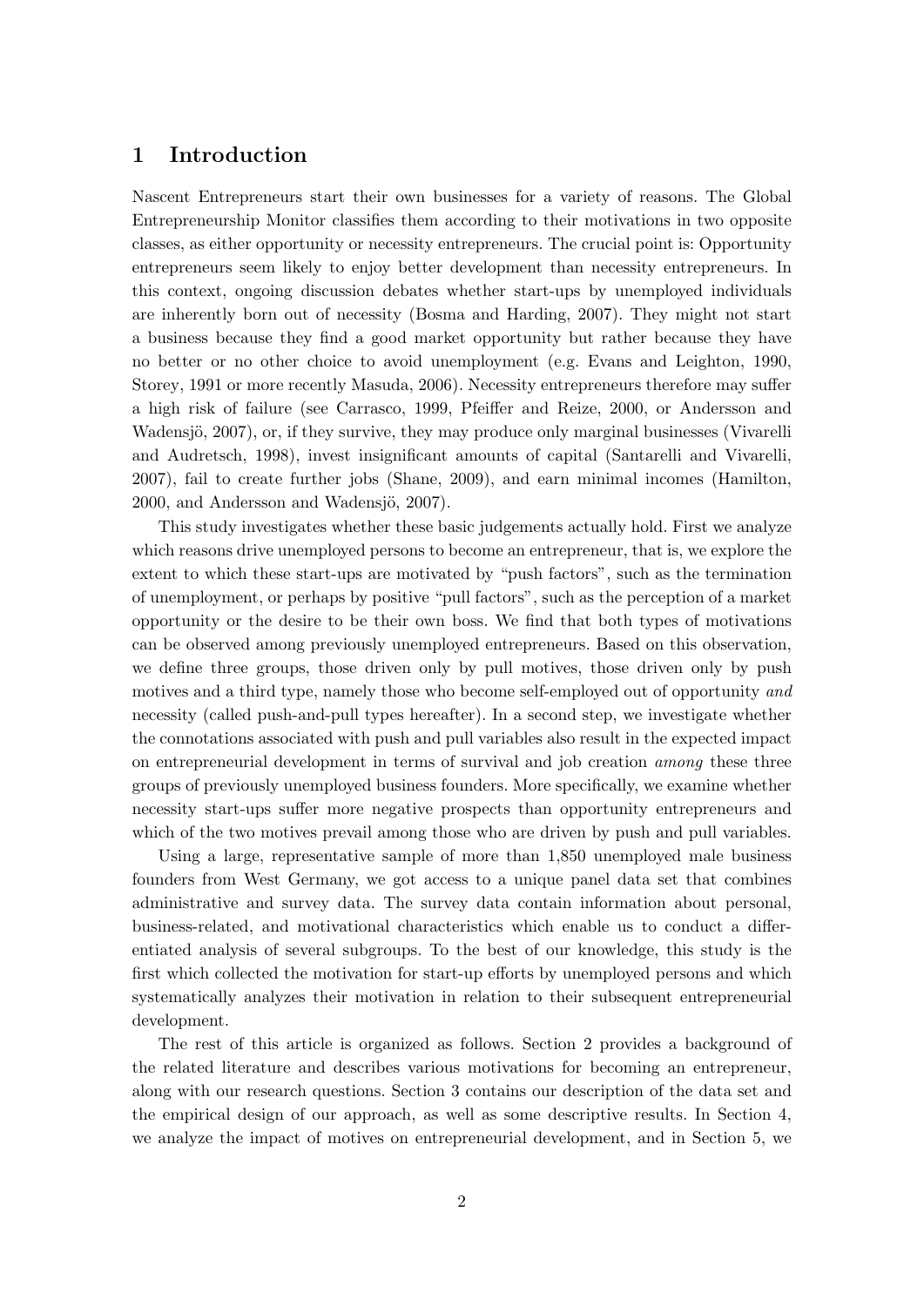# 1 Introduction

Nascent Entrepreneurs start their own businesses for a variety of reasons. The Global Entrepreneurship Monitor classifies them according to their motivations in two opposite classes, as either opportunity or necessity entrepreneurs. The crucial point is: Opportunity entrepreneurs seem likely to enjoy better development than necessity entrepreneurs. In this context, ongoing discussion debates whether start-ups by unemployed individuals are inherently born out of necessity (Bosma and Harding, 2007). They might not start a business because they find a good market opportunity but rather because they have no better or no other choice to avoid unemployment (e.g. Evans and Leighton, 1990, Storey, 1991 or more recently Masuda, 2006). Necessity entrepreneurs therefore may suffer a high risk of failure (see Carrasco, 1999, Pfeiffer and Reize, 2000, or Andersson and Wadensjö, 2007), or, if they survive, they may produce only marginal businesses (Vivarelli and Audretsch, 1998), invest insignificant amounts of capital (Santarelli and Vivarelli, 2007), fail to create further jobs (Shane, 2009), and earn minimal incomes (Hamilton, 2000, and Andersson and Wadensjö, 2007).

This study investigates whether these basic judgements actually hold. First we analyze which reasons drive unemployed persons to become an entrepreneur, that is, we explore the extent to which these start-ups are motivated by "push factors", such as the termination of unemployment, or perhaps by positive "pull factors", such as the perception of a market opportunity or the desire to be their own boss. We find that both types of motivations can be observed among previously unemployed entrepreneurs. Based on this observation, we define three groups, those driven only by pull motives, those driven only by push motives and a third type, namely those who become self-employed out of opportunity *and* necessity (called push-and-pull types hereafter). In a second step, we investigate whether the connotations associated with push and pull variables also result in the expected impact on entrepreneurial development in terms of survival and job creation *among* these three groups of previously unemployed business founders. More specifically, we examine whether necessity start-ups suffer more negative prospects than opportunity entrepreneurs and which of the two motives prevail among those who are driven by push and pull variables.

Using a large, representative sample of more than 1,850 unemployed male business founders from West Germany, we got access to a unique panel data set that combines administrative and survey data. The survey data contain information about personal, business-related, and motivational characteristics which enable us to conduct a differentiated analysis of several subgroups. To the best of our knowledge, this study is the first which collected the motivation for start-up efforts by unemployed persons and which systematically analyzes their motivation in relation to their subsequent entrepreneurial development.

The rest of this article is organized as follows. Section 2 provides a background of the related literature and describes various motivations for becoming an entrepreneur, along with our research questions. Section 3 contains our description of the data set and the empirical design of our approach, as well as some descriptive results. In Section 4, we analyze the impact of motives on entrepreneurial development, and in Section 5, we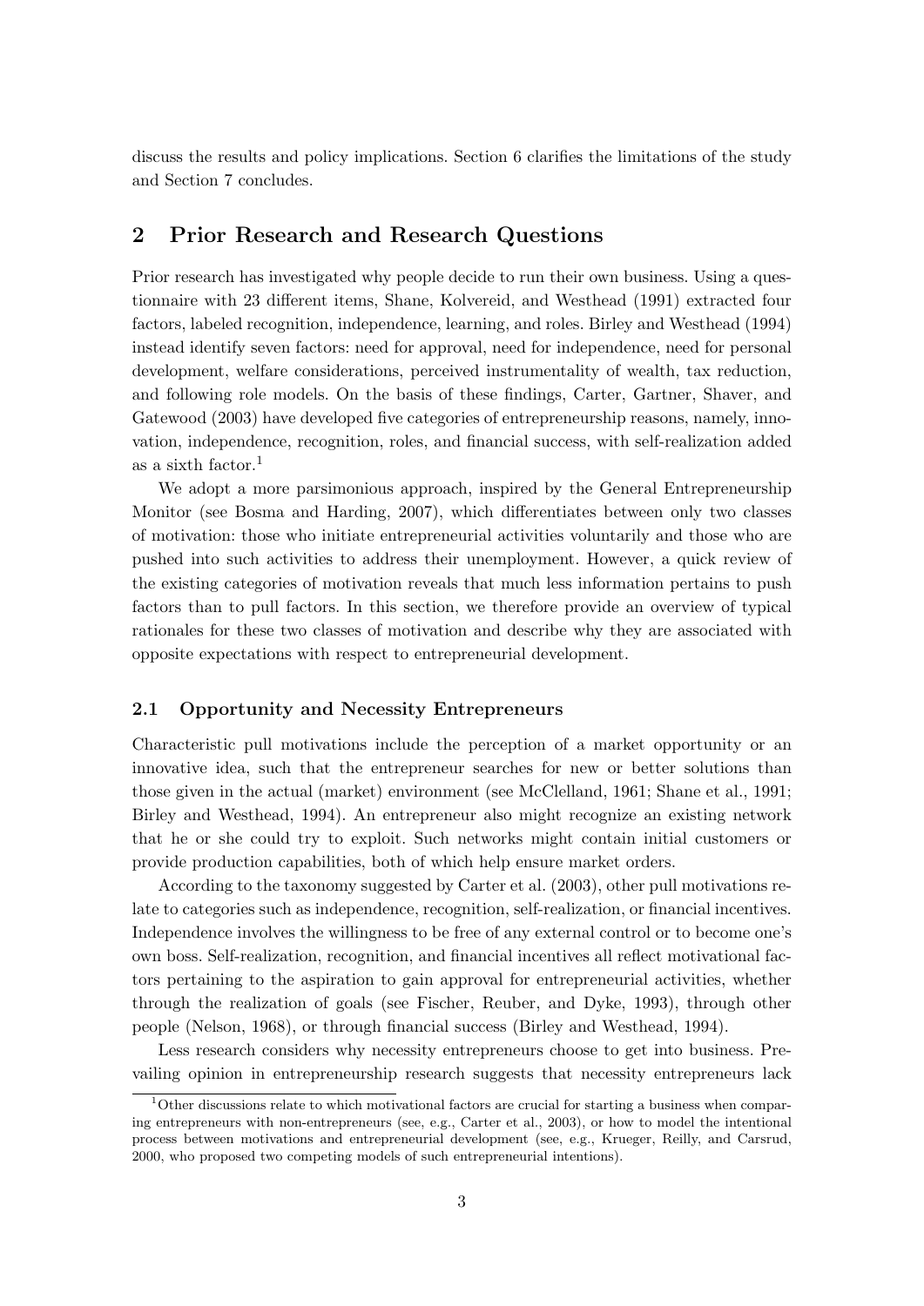discuss the results and policy implications. Section 6 clarifies the limitations of the study and Section 7 concludes.

## 2 Prior Research and Research Questions

Prior research has investigated why people decide to run their own business. Using a questionnaire with 23 different items, Shane, Kolvereid, and Westhead (1991) extracted four factors, labeled recognition, independence, learning, and roles. Birley and Westhead (1994) instead identify seven factors: need for approval, need for independence, need for personal development, welfare considerations, perceived instrumentality of wealth, tax reduction, and following role models. On the basis of these findings, Carter, Gartner, Shaver, and Gatewood (2003) have developed five categories of entrepreneurship reasons, namely, innovation, independence, recognition, roles, and financial success, with self-realization added as a sixth factor.[1]

We adopt a more parsimonious approach, inspired by the General Entrepreneurship Monitor (see Bosma and Harding, 2007), which differentiates between only two classes of motivation: those who initiate entrepreneurial activities voluntarily and those who are pushed into such activities to address their unemployment. However, a quick review of the existing categories of motivation reveals that much less information pertains to push factors than to pull factors. In this section, we therefore provide an overview of typical rationales for these two classes of motivation and describe why they are associated with opposite expectations with respect to entrepreneurial development.

### 2.1 Opportunity and Necessity Entrepreneurs

Characteristic pull motivations include the perception of a market opportunity or an innovative idea, such that the entrepreneur searches for new or better solutions than those given in the actual (market) environment (see McClelland, 1961; Shane et al., 1991; Birley and Westhead, 1994). An entrepreneur also might recognize an existing network that he or she could try to exploit. Such networks might contain initial customers or provide production capabilities, both of which help ensure market orders.

According to the taxonomy suggested by Carter et al. (2003), other pull motivations relate to categories such as independence, recognition, self-realization, or financial incentives. Independence involves the willingness to be free of any external control or to become one's own boss. Self-realization, recognition, and financial incentives all reflect motivational factors pertaining to the aspiration to gain approval for entrepreneurial activities, whether through the realization of goals (see Fischer, Reuber, and Dyke, 1993), through other people (Nelson, 1968), or through financial success (Birley and Westhead, 1994).

Less research considers why necessity entrepreneurs choose to get into business. Prevailing opinion in entrepreneurship research suggests that necessity entrepreneurs lack

[1] Other discussions relate to which motivational factors are crucial for starting a business when comparing entrepreneurs with non-entrepreneurs (see, e.g., Carter et al., 2003), or how to model the intentional process between motivations and entrepreneurial development (see, e.g., Krueger, Reilly, and Carsrud, 2000, who proposed two competing models of such entrepreneurial intentions).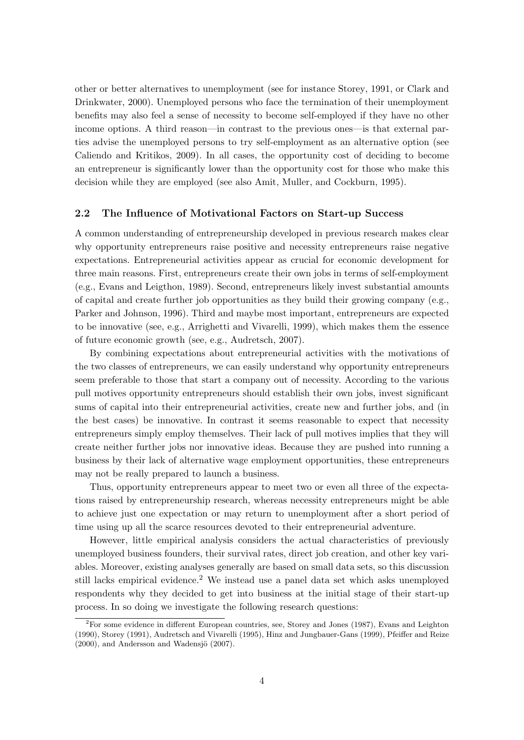other or better alternatives to unemployment (see for instance Storey, 1991, or Clark and Drinkwater, 2000). Unemployed persons who face the termination of their unemployment benefits may also feel a sense of necessity to become self-employed if they have no other income options. A third reason—in contrast to the previous ones—is that external parties advise the unemployed persons to try self-employment as an alternative option (see Caliendo and Kritikos, 2009). In all cases, the opportunity cost of deciding to become an entrepreneur is significantly lower than the opportunity cost for those who make this decision while they are employed (see also Amit, Muller, and Cockburn, 1995).

### 2.2 The Influence of Motivational Factors on Start-up Success

A common understanding of entrepreneurship developed in previous research makes clear why opportunity entrepreneurs raise positive and necessity entrepreneurs raise negative expectations. Entrepreneurial activities appear as crucial for economic development for three main reasons. First, entrepreneurs create their own jobs in terms of self-employment (e.g., Evans and Leigthon, 1989). Second, entrepreneurs likely invest substantial amounts of capital and create further job opportunities as they build their growing company (e.g., Parker and Johnson, 1996). Third and maybe most important, entrepreneurs are expected to be innovative (see, e.g., Arrighetti and Vivarelli, 1999), which makes them the essence of future economic growth (see, e.g., Audretsch, 2007).

By combining expectations about entrepreneurial activities with the motivations of the two classes of entrepreneurs, we can easily understand why opportunity entrepreneurs seem preferable to those that start a company out of necessity. According to the various pull motives opportunity entrepreneurs should establish their own jobs, invest significant sums of capital into their entrepreneurial activities, create new and further jobs, and (in the best cases) be innovative. In contrast it seems reasonable to expect that necessity entrepreneurs simply employ themselves. Their lack of pull motives implies that they will create neither further jobs nor innovative ideas. Because they are pushed into running a business by their lack of alternative wage employment opportunities, these entrepreneurs may not be really prepared to launch a business.

Thus, opportunity entrepreneurs appear to meet two or even all three of the expectations raised by entrepreneurship research, whereas necessity entrepreneurs might be able to achieve just one expectation or may return to unemployment after a short period of time using up all the scarce resources devoted to their entrepreneurial adventure.

However, little empirical analysis considers the actual characteristics of previously unemployed business founders, their survival rates, direct job creation, and other key variables. Moreover, existing analyses generally are based on small data sets, so this discussion still lacks empirical evidence.[2] We instead use a panel data set which asks unemployed respondents why they decided to get into business at the initial stage of their start-up process. In so doing we investigate the following research questions:

[2] For some evidence in different European countries, see, Storey and Jones (1987), Evans and Leighton (1990), Storey (1991), Audretsch and Vivarelli (1995), Hinz and Jungbauer-Gans (1999), Pfeiffer and Reize (2000), and Andersson and Wadensjö (2007).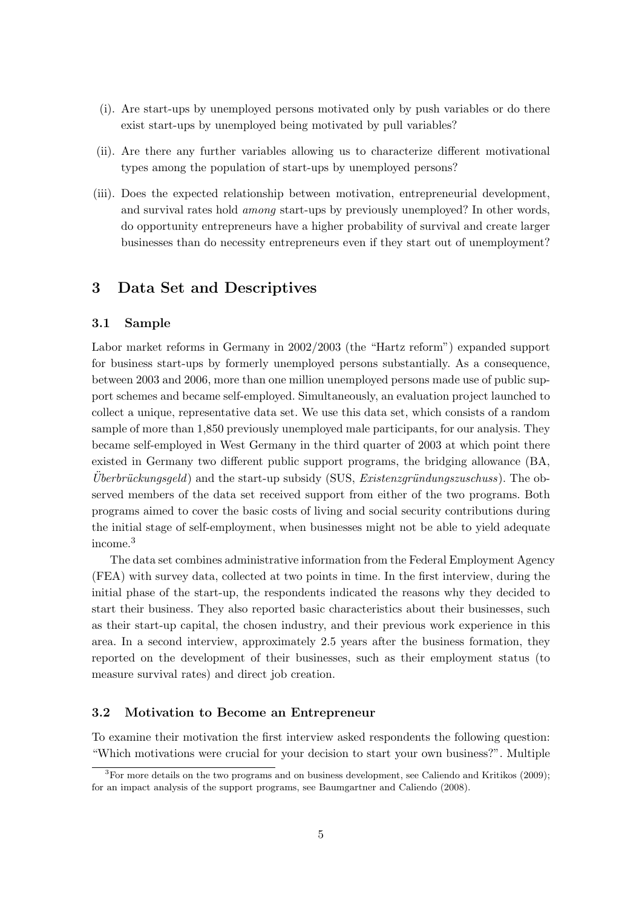(i). Are start-ups by unemployed persons motivated only by push variables or do there exist start-ups by unemployed being motivated by pull variables?

(ii). Are there any further variables allowing us to characterize different motivational types among the population of start-ups by unemployed persons?

(iii). Does the expected relationship between motivation, entrepreneurial development, and survival rates hold *among* start-ups by previously unemployed? In other words, do opportunity entrepreneurs have a higher probability of survival and create larger businesses than do necessity entrepreneurs even if they start out of unemployment?

## 3 Data Set and Descriptives

### 3.1 Sample

Labor market reforms in Germany in 2002/2003 (the "Hartz reform") expanded support for business start-ups by formerly unemployed persons substantially. As a consequence, between 2003 and 2006, more than one million unemployed persons made use of public support schemes and became self-employed. Simultaneously, an evaluation project launched to collect a unique, representative data set. We use this data set, which consists of a random sample of more than 1,850 previously unemployed male participants, for our analysis. They became self-employed in West Germany in the third quarter of 2003 at which point there existed in Germany two different public support programs, the bridging allowance (BA, *Überbrückungsgeld*) and the start-up subsidy (SUS, *Existenzgründungszuschuss*). The observed members of the data set received support from either of the two programs. Both programs aimed to cover the basic costs of living and social security contributions during the initial stage of self-employment, when businesses might not be able to yield adequate income.[3]

The data set combines administrative information from the Federal Employment Agency (FEA) with survey data, collected at two points in time. In the first interview, during the initial phase of the start-up, the respondents indicated the reasons why they decided to start their business. They also reported basic characteristics about their businesses, such as their start-up capital, the chosen industry, and their previous work experience in this area. In a second interview, approximately 2.5 years after the business formation, they reported on the development of their businesses, such as their employment status (to measure survival rates) and direct job creation.

### 3.2 Motivation to Become an Entrepreneur

To examine their motivation the first interview asked respondents the following question: "Which motivations were crucial for your decision to start your own business?". Multiple

[3] For more details on the two programs and on business development, see Caliendo and Kritikos (2009); for an impact analysis of the support programs, see Baumgartner and Caliendo (2008).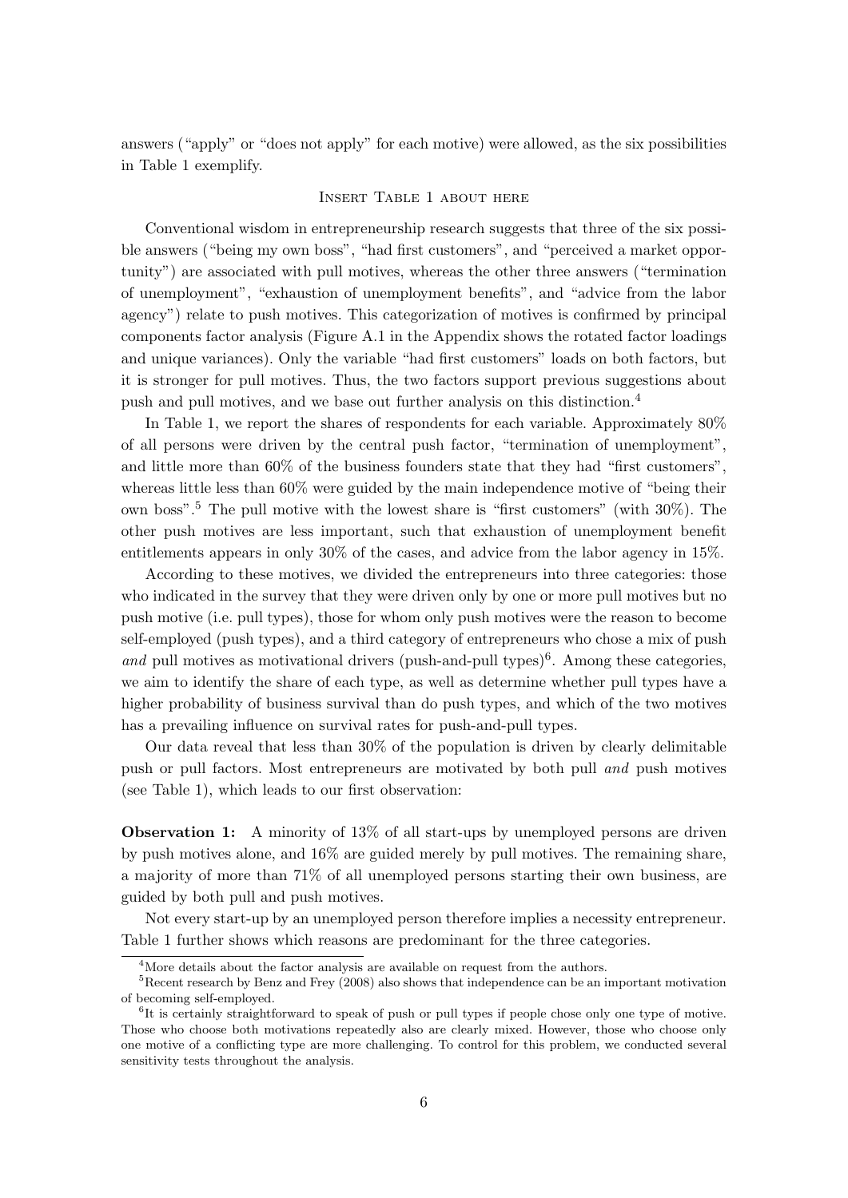answers ("apply" or "does not apply" for each motive) were allowed, as the six possibilities in Table 1 exemplify.

INSERT TABLE 1 ABOUT HERE

Conventional wisdom in entrepreneurship research suggests that three of the six possible answers ("being my own boss", "had first customers", and "perceived a market opportunity") are associated with pull motives, whereas the other three answers ("termination of unemployment", "exhaustion of unemployment benefits", and "advice from the labor agency") relate to push motives. This categorization of motives is confirmed by principal components factor analysis (Figure A.1 in the Appendix shows the rotated factor loadings and unique variances). Only the variable "had first customers" loads on both factors, but it is stronger for pull motives. Thus, the two factors support previous suggestions about push and pull motives, and we base out further analysis on this distinction.[4]

In Table 1, we report the shares of respondents for each variable. Approximately 80% of all persons were driven by the central push factor, "termination of unemployment", and little more than 60% of the business founders state that they had "first customers", whereas little less than 60% were guided by the main independence motive of "being their own boss".[5] The pull motive with the lowest share is "first customers" (with 30%). The other push motives are less important, such that exhaustion of unemployment benefit entitlements appears in only 30% of the cases, and advice from the labor agency in 15%.

According to these motives, we divided the entrepreneurs into three categories: those who indicated in the survey that they were driven only by one or more pull motives but no push motive (i.e. pull types), those for whom only push motives were the reason to become self-employed (push types), and a third category of entrepreneurs who chose a mix of push *and* pull motives as motivational drivers (push-and-pull types)[6]. Among these categories, we aim to identify the share of each type, as well as determine whether pull types have a higher probability of business survival than do push types, and which of the two motives has a prevailing influence on survival rates for push-and-pull types.

Our data reveal that less than 30% of the population is driven by clearly delimitable push or pull factors. Most entrepreneurs are motivated by both pull *and* push motives (see Table 1), which leads to our first observation:

**Observation 1:** A minority of 13% of all start-ups by unemployed persons are driven by push motives alone, and 16% are guided merely by pull motives. The remaining share, a majority of more than 71% of all unemployed persons starting their own business, are guided by both pull and push motives.

Not every start-up by an unemployed person therefore implies a necessity entrepreneur. Table 1 further shows which reasons are predominant for the three categories.

[4] More details about the factor analysis are available on request from the authors.

[5] Recent research by Benz and Frey (2008) also shows that independence can be an important motivation of becoming self-employed.

[6] It is certainly straightforward to speak of push or pull types if people chose only one type of motive. Those who choose both motivations repeatedly also are clearly mixed. However, those who choose only one motive of a conflicting type are more challenging. To control for this problem, we conducted several sensitivity tests throughout the analysis.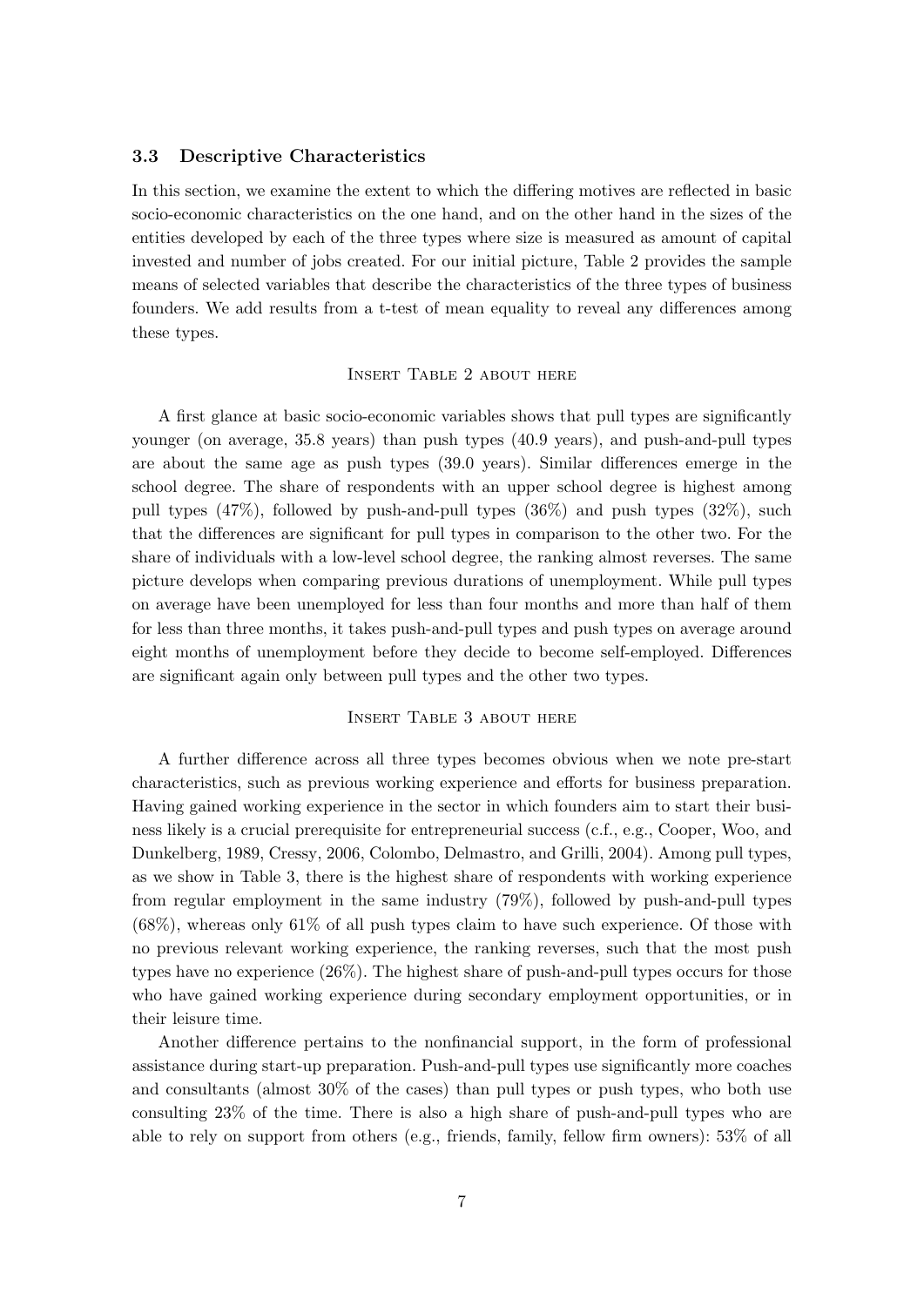### 3.3 Descriptive Characteristics

In this section, we examine the extent to which the differing motives are reflected in basic socio-economic characteristics on the one hand, and on the other hand in the sizes of the entities developed by each of the three types where size is measured as amount of capital invested and number of jobs created. For our initial picture, Table 2 provides the sample means of selected variables that describe the characteristics of the three types of business founders. We add results from a t-test of mean equality to reveal any differences among these types.

Insert Table 2 about here

A first glance at basic socio-economic variables shows that pull types are significantly younger (on average, 35.8 years) than push types (40.9 years), and push-and-pull types are about the same age as push types (39.0 years). Similar differences emerge in the school degree. The share of respondents with an upper school degree is highest among pull types (47%), followed by push-and-pull types (36%) and push types (32%), such that the differences are significant for pull types in comparison to the other two. For the share of individuals with a low-level school degree, the ranking almost reverses. The same picture develops when comparing previous durations of unemployment. While pull types on average have been unemployed for less than four months and more than half of them for less than three months, it takes push-and-pull types and push types on average around eight months of unemployment before they decide to become self-employed. Differences are significant again only between pull types and the other two types.

Insert Table 3 about here

A further difference across all three types becomes obvious when we note pre-start characteristics, such as previous working experience and efforts for business preparation. Having gained working experience in the sector in which founders aim to start their business likely is a crucial prerequisite for entrepreneurial success (c.f., e.g., Cooper, Woo, and Dunkelberg, 1989, Cressy, 2006, Colombo, Delmastro, and Grilli, 2004). Among pull types, as we show in Table 3, there is the highest share of respondents with working experience from regular employment in the same industry (79%), followed by push-and-pull types (68%), whereas only 61% of all push types claim to have such experience. Of those with no previous relevant working experience, the ranking reverses, such that the most push types have no experience (26%). The highest share of push-and-pull types occurs for those who have gained working experience during secondary employment opportunities, or in their leisure time.

Another difference pertains to the nonfinancial support, in the form of professional assistance during start-up preparation. Push-and-pull types use significantly more coaches and consultants (almost 30% of the cases) than pull types or push types, who both use consulting 23% of the time. There is also a high share of push-and-pull types who are able to rely on support from others (e.g., friends, family, fellow firm owners): 53% of all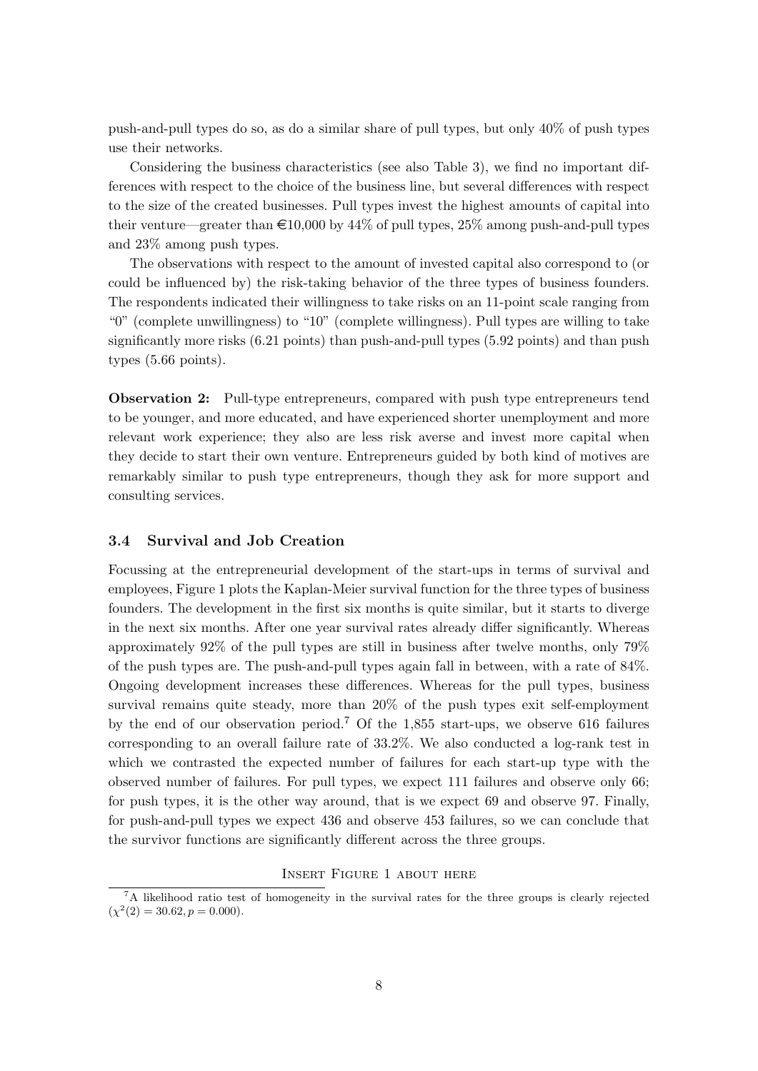push-and-pull types do so, as do a similar share of pull types, but only 40% of push types use their networks.

Considering the business characteristics (see also Table 3), we find no important differences with respect to the choice of the business line, but several differences with respect to the size of the created businesses. Pull types invest the highest amounts of capital into their venture—greater than €10,000 by 44% of pull types, 25% among push-and-pull types and 23% among push types.

The observations with respect to the amount of invested capital also correspond to (or could be influenced by) the risk-taking behavior of the three types of business founders. The respondents indicated their willingness to take risks on an 11-point scale ranging from "0" (complete unwillingness) to "10" (complete willingness). Pull types are willing to take significantly more risks (6.21 points) than push-and-pull types (5.92 points) and than push types (5.66 points).

**Observation 2:** Pull-type entrepreneurs, compared with push type entrepreneurs tend to be younger, and more educated, and have experienced shorter unemployment and more relevant work experience; they also are less risk averse and invest more capital when they decide to start their own venture. Entrepreneurs guided by both kind of motives are remarkably similar to push type entrepreneurs, though they ask for more support and consulting services.

### 3.4 Survival and Job Creation

Focussing at the entrepreneurial development of the start-ups in terms of survival and employees, Figure 1 plots the Kaplan-Meier survival function for the three types of business founders. The development in the first six months is quite similar, but it starts to diverge in the next six months. After one year survival rates already differ significantly. Whereas approximately 92% of the pull types are still in business after twelve months, only 79% of the push types are. The push-and-pull types again fall in between, with a rate of 84%. Ongoing development increases these differences. Whereas for the pull types, business survival remains quite steady, more than 20% of the push types exit self-employment by the end of our observation period.[7] Of the 1,855 start-ups, we observe 616 failures corresponding to an overall failure rate of 33.2%. We also conducted a log-rank test in which we contrasted the expected number of failures for each start-up type with the observed number of failures. For pull types, we expect 111 failures and observe only 66; for push types, it is the other way around, that is we expect 69 and observe 97. Finally, for push-and-pull types we expect 436 and observe 453 failures, so we can conclude that the survivor functions are significantly different across the three groups.

INSERT FIGURE 1 ABOUT HERE

[7] A likelihood ratio test of homogeneity in the survival rates for the three groups is clearly rejected ($\chi^2(2) = 30.62, p = 0.000$).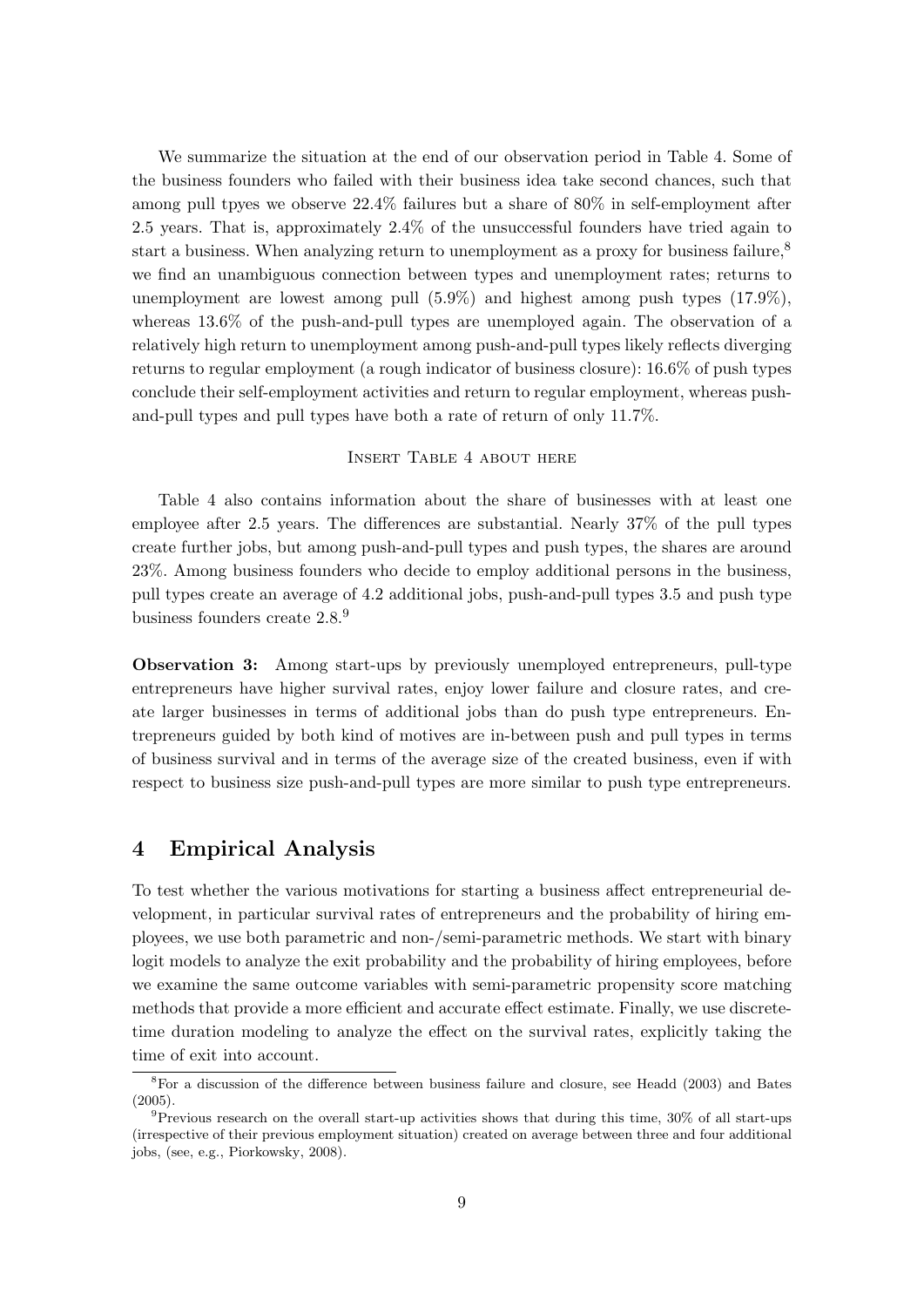We summarize the situation at the end of our observation period in Table 4. Some of the business founders who failed with their business idea take second chances, such that among pull tpyes we observe 22.4% failures but a share of 80% in self-employment after 2.5 years. That is, approximately 2.4% of the unsuccessful founders have tried again to start a business. When analyzing return to unemployment as a proxy for business failure,[8] we find an unambiguous connection between types and unemployment rates; returns to unemployment are lowest among pull (5.9%) and highest among push types (17.9%), whereas 13.6% of the push-and-pull types are unemployed again. The observation of a relatively high return to unemployment among push-and-pull types likely reflects diverging returns to regular employment (a rough indicator of business closure): 16.6% of push types conclude their self-employment activities and return to regular employment, whereas push-and-pull types and pull types have both a rate of return of only 11.7%.

Insert Table 4 about here

Table 4 also contains information about the share of businesses with at least one employee after 2.5 years. The differences are substantial. Nearly 37% of the pull types create further jobs, but among push-and-pull types and push types, the shares are around 23%. Among business founders who decide to employ additional persons in the business, pull types create an average of 4.2 additional jobs, push-and-pull types 3.5 and push type business founders create 2.8.[9]

**Observation 3:** Among start-ups by previously unemployed entrepreneurs, pull-type entrepreneurs have higher survival rates, enjoy lower failure and closure rates, and create larger businesses in terms of additional jobs than do push type entrepreneurs. Entrepreneurs guided by both kind of motives are in-between push and pull types in terms of business survival and in terms of the average size of the created business, even if with respect to business size push-and-pull types are more similar to push type entrepreneurs.

## 4 Empirical Analysis

To test whether the various motivations for starting a business affect entrepreneurial development, in particular survival rates of entrepreneurs and the probability of hiring employees, we use both parametric and non-/semi-parametric methods. We start with binary logit models to analyze the exit probability and the probability of hiring employees, before we examine the same outcome variables with semi-parametric propensity score matching methods that provide a more efficient and accurate effect estimate. Finally, we use discrete-time duration modeling to analyze the effect on the survival rates, explicitly taking the time of exit into account.

[8] For a discussion of the difference between business failure and closure, see Headd (2003) and Bates (2005).

[9] Previous research on the overall start-up activities shows that during this time, 30% of all start-ups (irrespective of their previous employment situation) created on average between three and four additional jobs, (see, e.g., Piorkowsky, 2008).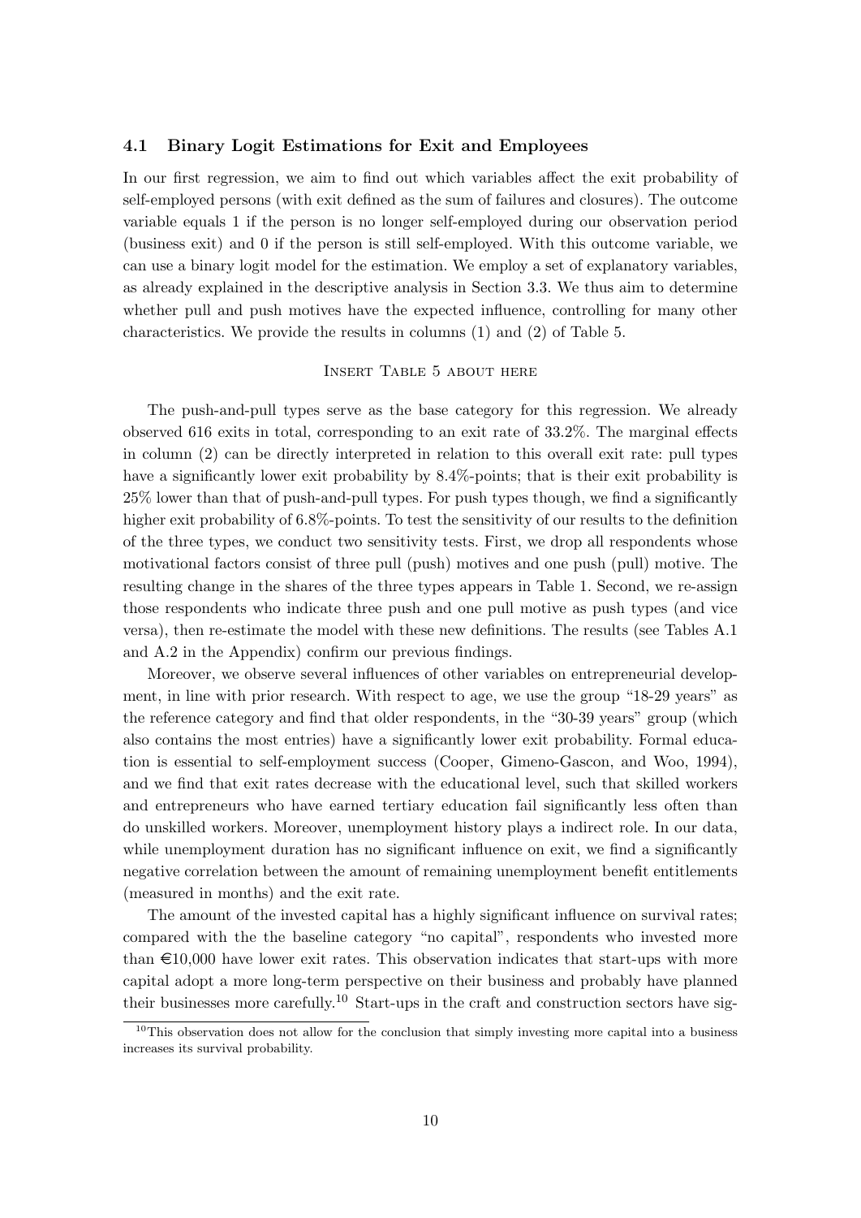### 4.1 Binary Logit Estimations for Exit and Employees

In our first regression, we aim to find out which variables affect the exit probability of self-employed persons (with exit defined as the sum of failures and closures). The outcome variable equals 1 if the person is no longer self-employed during our observation period (business exit) and 0 if the person is still self-employed. With this outcome variable, we can use a binary logit model for the estimation. We employ a set of explanatory variables, as already explained in the descriptive analysis in Section 3.3. We thus aim to determine whether pull and push motives have the expected influence, controlling for many other characteristics. We provide the results in columns (1) and (2) of Table 5.

Insert Table 5 about here

The push-and-pull types serve as the base category for this regression. We already observed 616 exits in total, corresponding to an exit rate of 33.2%. The marginal effects in column (2) can be directly interpreted in relation to this overall exit rate: pull types have a significantly lower exit probability by 8.4%-points; that is their exit probability is 25% lower than that of push-and-pull types. For push types though, we find a significantly higher exit probability of 6.8%-points. To test the sensitivity of our results to the definition of the three types, we conduct two sensitivity tests. First, we drop all respondents whose motivational factors consist of three pull (push) motives and one push (pull) motive. The resulting change in the shares of the three types appears in Table 1. Second, we re-assign those respondents who indicate three push and one pull motive as push types (and vice versa), then re-estimate the model with these new definitions. The results (see Tables A.1 and A.2 in the Appendix) confirm our previous findings.

Moreover, we observe several influences of other variables on entrepreneurial development, in line with prior research. With respect to age, we use the group "18-29 years" as the reference category and find that older respondents, in the "30-39 years" group (which also contains the most entries) have a significantly lower exit probability. Formal education is essential to self-employment success (Cooper, Gimeno-Gascon, and Woo, 1994), and we find that exit rates decrease with the educational level, such that skilled workers and entrepreneurs who have earned tertiary education fail significantly less often than do unskilled workers. Moreover, unemployment history plays a indirect role. In our data, while unemployment duration has no significant influence on exit, we find a significantly negative correlation between the amount of remaining unemployment benefit entitlements (measured in months) and the exit rate.

The amount of the invested capital has a highly significant influence on survival rates; compared with the the baseline category "no capital", respondents who invested more than €10,000 have lower exit rates. This observation indicates that start-ups with more capital adopt a more long-term perspective on their business and probably have planned their businesses more carefully.[10] Start-ups in the craft and construction sectors have sig-

[10]This observation does not allow for the conclusion that simply investing more capital into a business increases its survival probability.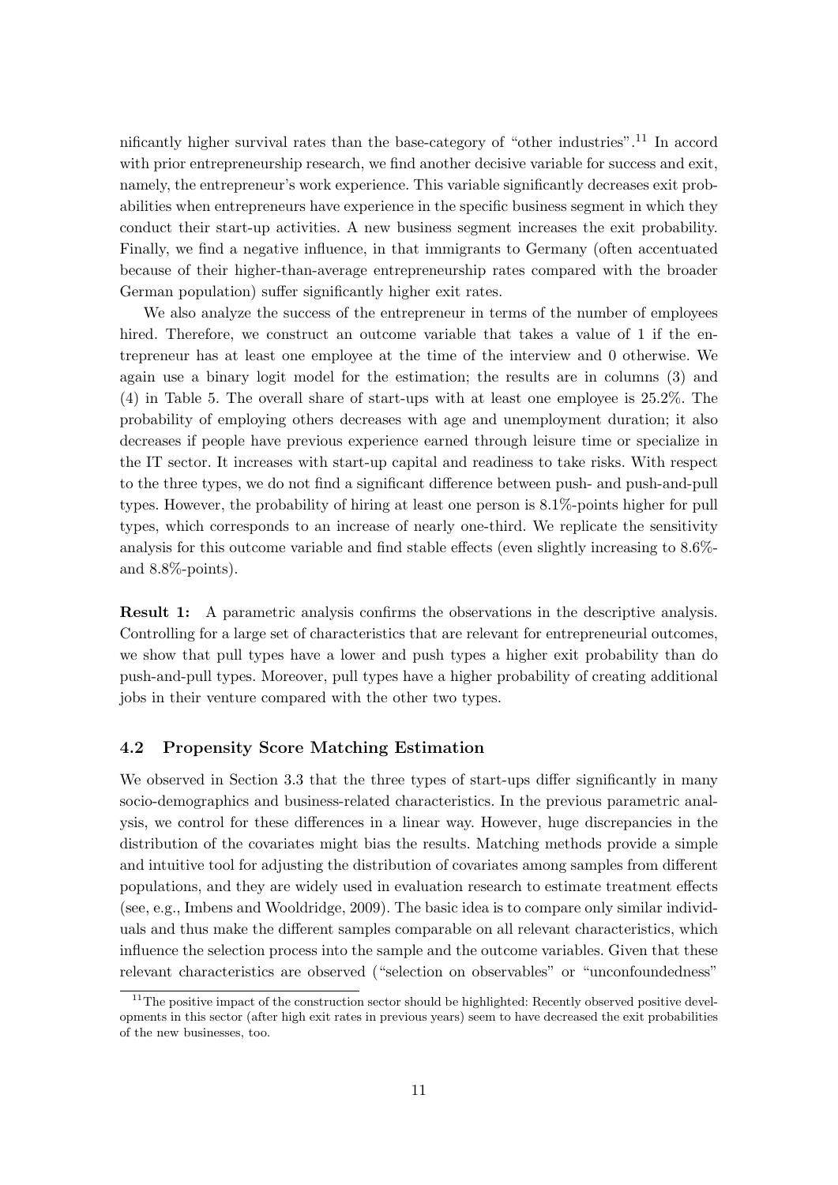nificantly higher survival rates than the base-category of "other industries".[11] In accord with prior entrepreneurship research, we find another decisive variable for success and exit, namely, the entrepreneur's work experience. This variable significantly decreases exit probabilities when entrepreneurs have experience in the specific business segment in which they conduct their start-up activities. A new business segment increases the exit probability. Finally, we find a negative influence, in that immigrants to Germany (often accentuated because of their higher-than-average entrepreneurship rates compared with the broader German population) suffer significantly higher exit rates.

We also analyze the success of the entrepreneur in terms of the number of employees hired. Therefore, we construct an outcome variable that takes a value of 1 if the entrepreneur has at least one employee at the time of the interview and 0 otherwise. We again use a binary logit model for the estimation; the results are in columns (3) and (4) in Table 5. The overall share of start-ups with at least one employee is 25.2%. The probability of employing others decreases with age and unemployment duration; it also decreases if people have previous experience earned through leisure time or specialize in the IT sector. It increases with start-up capital and readiness to take risks. With respect to the three types, we do not find a significant difference between push- and push-and-pull types. However, the probability of hiring at least one person is 8.1%-points higher for pull types, which corresponds to an increase of nearly one-third. We replicate the sensitivity analysis for this outcome variable and find stable effects (even slightly increasing to 8.6%- and 8.8%-points).

**Result 1:** A parametric analysis confirms the observations in the descriptive analysis. Controlling for a large set of characteristics that are relevant for entrepreneurial outcomes, we show that pull types have a lower and push types a higher exit probability than do push-and-pull types. Moreover, pull types have a higher probability of creating additional jobs in their venture compared with the other two types.

### 4.2 Propensity Score Matching Estimation

We observed in Section 3.3 that the three types of start-ups differ significantly in many socio-demographics and business-related characteristics. In the previous parametric analysis, we control for these differences in a linear way. However, huge discrepancies in the distribution of the covariates might bias the results. Matching methods provide a simple and intuitive tool for adjusting the distribution of covariates among samples from different populations, and they are widely used in evaluation research to estimate treatment effects (see, e.g., Imbens and Wooldridge, 2009). The basic idea is to compare only similar individuals and thus make the different samples comparable on all relevant characteristics, which influence the selection process into the sample and the outcome variables. Given that these relevant characteristics are observed ("selection on observables" or "unconfoundedness"

[11] The positive impact of the construction sector should be highlighted: Recently observed positive developments in this sector (after high exit rates in previous years) seem to have decreased the exit probabilities of the new businesses, too.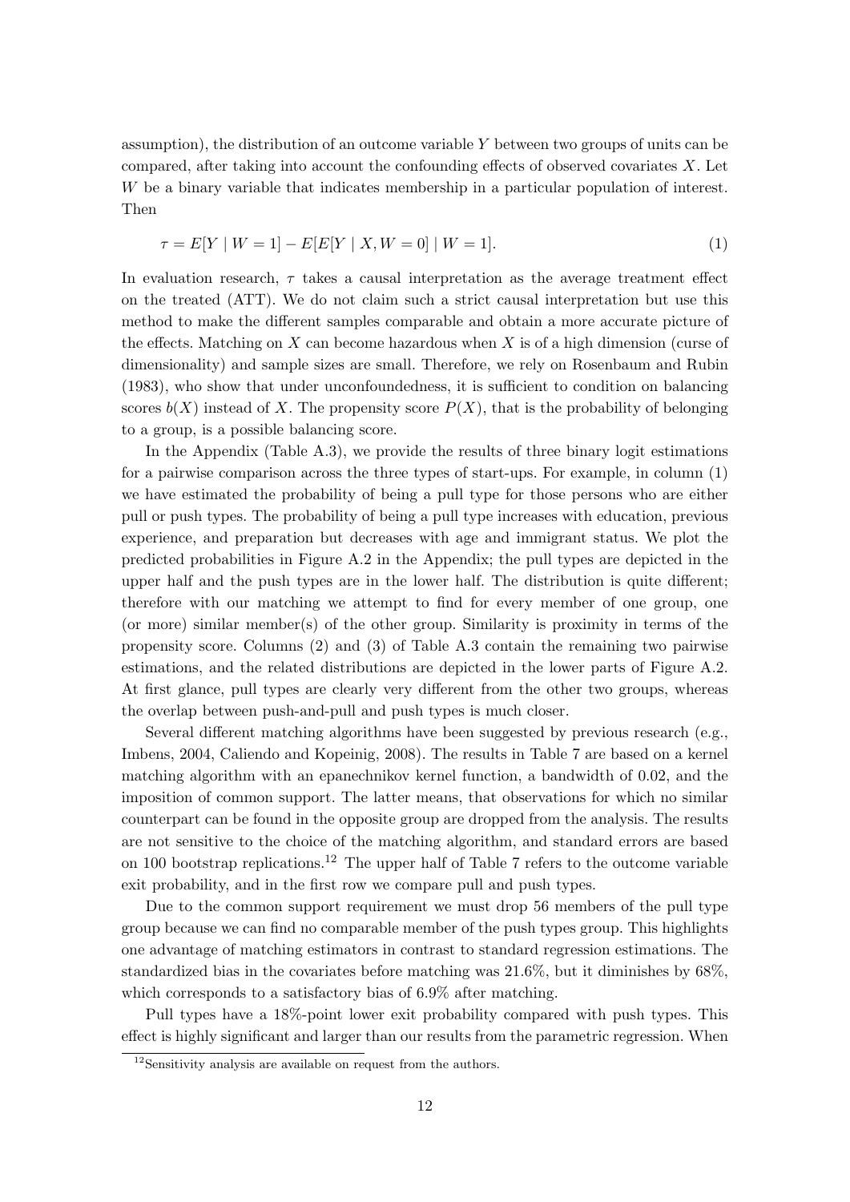assumption), the distribution of an outcome variable $Y$ between two groups of units can be compared, after taking into account the confounding effects of observed covariates $X$. Let $W$ be a binary variable that indicates membership in a particular population of interest. Then

$$\tau = E[Y \mid W = 1] - E[E[Y \mid X, W = 0] \mid W = 1]. \tag{1}$$

In evaluation research, $\tau$ takes a causal interpretation as the average treatment effect on the treated (ATT). We do not claim such a strict causal interpretation but use this method to make the different samples comparable and obtain a more accurate picture of the effects. Matching on $X$ can become hazardous when $X$ is of a high dimension (curse of dimensionality) and sample sizes are small. Therefore, we rely on Rosenbaum and Rubin (1983), who show that under unconfoundedness, it is sufficient to condition on balancing scores $b(X)$ instead of $X$. The propensity score $P(X)$, that is the probability of belonging to a group, is a possible balancing score.

In the Appendix (Table A.3), we provide the results of three binary logit estimations for a pairwise comparison across the three types of start-ups. For example, in column (1) we have estimated the probability of being a pull type for those persons who are either pull or push types. The probability of being a pull type increases with education, previous experience, and preparation but decreases with age and immigrant status. We plot the predicted probabilities in Figure A.2 in the Appendix; the pull types are depicted in the upper half and the push types are in the lower half. The distribution is quite different; therefore with our matching we attempt to find for every member of one group, one (or more) similar member(s) of the other group. Similarity is proximity in terms of the propensity score. Columns (2) and (3) of Table A.3 contain the remaining two pairwise estimations, and the related distributions are depicted in the lower parts of Figure A.2. At first glance, pull types are clearly very different from the other two groups, whereas the overlap between push-and-pull and push types is much closer.

Several different matching algorithms have been suggested by previous research (e.g., Imbens, 2004, Caliendo and Kopeinig, 2008). The results in Table 7 are based on a kernel matching algorithm with an epanechnikov kernel function, a bandwidth of 0.02, and the imposition of common support. The latter means, that observations for which no similar counterpart can be found in the opposite group are dropped from the analysis. The results are not sensitive to the choice of the matching algorithm, and standard errors are based on 100 bootstrap replications.[12] The upper half of Table 7 refers to the outcome variable exit probability, and in the first row we compare pull and push types.

Due to the common support requirement we must drop 56 members of the pull type group because we can find no comparable member of the push types group. This highlights one advantage of matching estimators in contrast to standard regression estimations. The standardized bias in the covariates before matching was 21.6%, but it diminishes by 68%, which corresponds to a satisfactory bias of 6.9% after matching.

Pull types have a 18%-point lower exit probability compared with push types. This effect is highly significant and larger than our results from the parametric regression. When

[12] Sensitivity analysis are available on request from the authors.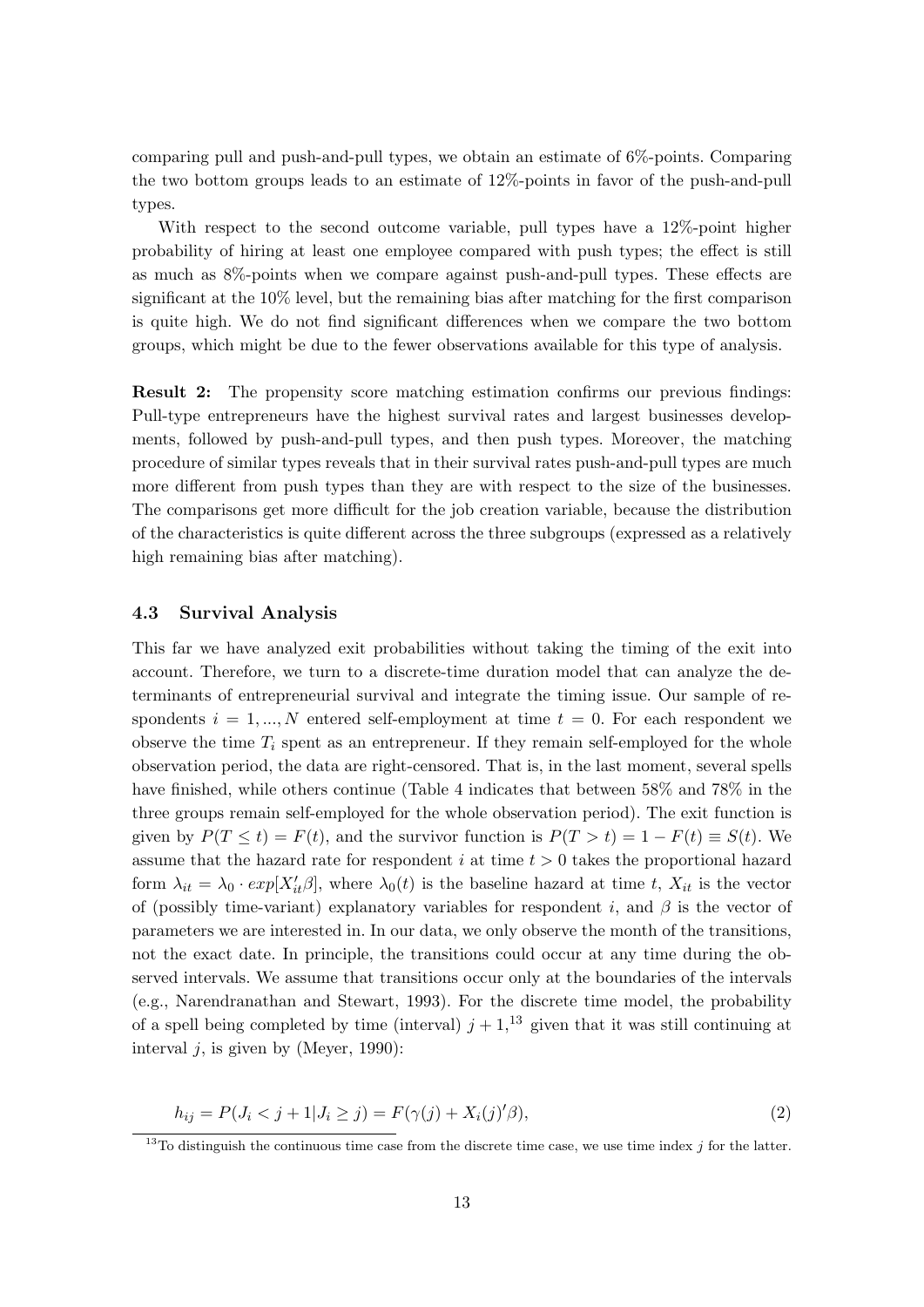comparing pull and push-and-pull types, we obtain an estimate of 6%-points. Comparing the two bottom groups leads to an estimate of 12%-points in favor of the push-and-pull types.

With respect to the second outcome variable, pull types have a 12%-point higher probability of hiring at least one employee compared with push types; the effect is still as much as 8%-points when we compare against push-and-pull types. These effects are significant at the 10% level, but the remaining bias after matching for the first comparison is quite high. We do not find significant differences when we compare the two bottom groups, which might be due to the fewer observations available for this type of analysis.

**Result 2:** The propensity score matching estimation confirms our previous findings: Pull-type entrepreneurs have the highest survival rates and largest businesses developments, followed by push-and-pull types, and then push types. Moreover, the matching procedure of similar types reveals that in their survival rates push-and-pull types are much more different from push types than they are with respect to the size of the businesses. The comparisons get more difficult for the job creation variable, because the distribution of the characteristics is quite different across the three subgroups (expressed as a relatively high remaining bias after matching).

### 4.3 Survival Analysis

This far we have analyzed exit probabilities without taking the timing of the exit into account. Therefore, we turn to a discrete-time duration model that can analyze the determinants of entrepreneurial survival and integrate the timing issue. Our sample of respondents $i = 1, ..., N$ entered self-employment at time $t = 0$. For each respondent we observe the time $T_i$ spent as an entrepreneur. If they remain self-employed for the whole observation period, the data are right-censored. That is, in the last moment, several spells have finished, while others continue (Table 4 indicates that between 58% and 78% in the three groups remain self-employed for the whole observation period). The exit function is given by $P(T \leq t) = F(t)$, and the survivor function is $P(T > t) = 1 - F(t) \equiv S(t)$. We assume that the hazard rate for respondent $i$ at time $t > 0$ takes the proportional hazard form $\lambda_{it} = \lambda_0 \cdot exp[X_{it}'\beta]$, where $\lambda_0(t)$ is the baseline hazard at time $t$, $X_{it}$ is the vector of (possibly time-variant) explanatory variables for respondent $i$, and $\beta$ is the vector of parameters we are interested in. In our data, we only observe the month of the transitions, not the exact date. In principle, the transitions could occur at any time during the observed intervals. We assume that transitions occur only at the boundaries of the intervals (e.g., Narendranathan and Stewart, 1993). For the discrete time model, the probability of a spell being completed by time (interval) $j + 1$,[13] given that it was still continuing at interval $j$, is given by (Meyer, 1990):

$$h_{ij} = P(J_i < j + 1 | J_i \geq j) = F(\gamma(j) + X_i(j)'\beta), \tag{2}$$

[13] To distinguish the continuous time case from the discrete time case, we use time index $j$ for the latter.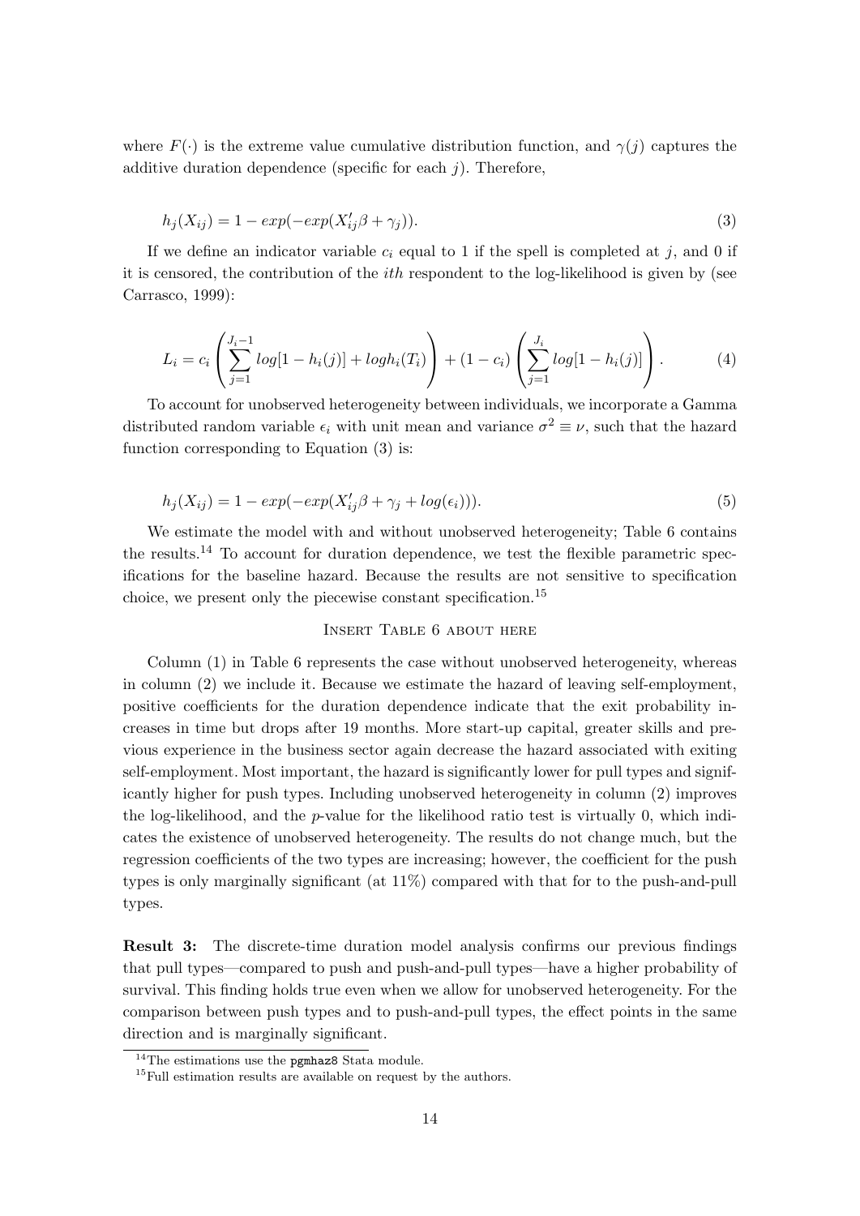where $F(\cdot)$ is the extreme value cumulative distribution function, and $\gamma(j)$ captures the additive duration dependence (specific for each $j$). Therefore,

$$h_j(X_{ij}) = 1 - exp(-exp(X'_{ij}\beta + \gamma_j)). \tag{3}$$

If we define an indicator variable $c_i$ equal to 1 if the spell is completed at $j$, and 0 if it is censored, the contribution of the *ith* respondent to the log-likelihood is given by (see Carrasco, 1999):

$$L_i = c_i \left( \sum_{j=1}^{J_i - 1} log[1 - h_i(j)] + log h_i(T_i) \right) + (1 - c_i) \left( \sum_{j=1}^{J_i} log[1 - h_i(j)] \right). \tag{4}$$

To account for unobserved heterogeneity between individuals, we incorporate a Gamma distributed random variable $\epsilon_i$ with unit mean and variance $\sigma^2 \equiv \nu$, such that the hazard function corresponding to Equation (3) is:

$$h_j(X_{ij}) = 1 - exp(-exp(X'_{ij}\beta + \gamma_j + log(\epsilon_i))). \tag{5}$$

We estimate the model with and without unobserved heterogeneity; Table 6 contains the results.[14] To account for duration dependence, we test the flexible parametric specifications for the baseline hazard. Because the results are not sensitive to specification choice, we present only the piecewise constant specification.[15]

Insert Table 6 about here

Column (1) in Table 6 represents the case without unobserved heterogeneity, whereas in column (2) we include it. Because we estimate the hazard of leaving self-employment, positive coefficients for the duration dependence indicate that the exit probability increases in time but drops after 19 months. More start-up capital, greater skills and previous experience in the business sector again decrease the hazard associated with exiting self-employment. Most important, the hazard is significantly lower for pull types and significantly higher for push types. Including unobserved heterogeneity in column (2) improves the log-likelihood, and the $p$-value for the likelihood ratio test is virtually 0, which indicates the existence of unobserved heterogeneity. The results do not change much, but the regression coefficients of the two types are increasing; however, the coefficient for the push types is only marginally significant (at 11%) compared with that for to the push-and-pull types.

**Result 3:** The discrete-time duration model analysis confirms our previous findings that pull types—compared to push and push-and-pull types—have a higher probability of survival. This finding holds true even when we allow for unobserved heterogeneity. For the comparison between push types and to push-and-pull types, the effect points in the same direction and is marginally significant.

[14] The estimations use the `pgmhaz8` Stata module.

[15] Full estimation results are available on request by the authors.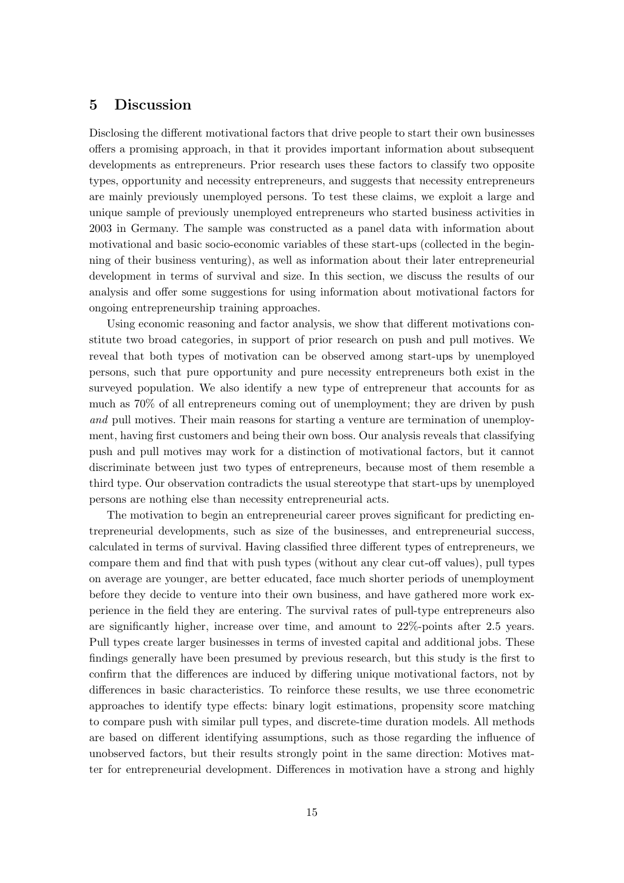## 5 Discussion

Disclosing the different motivational factors that drive people to start their own businesses offers a promising approach, in that it provides important information about subsequent developments as entrepreneurs. Prior research uses these factors to classify two opposite types, opportunity and necessity entrepreneurs, and suggests that necessity entrepreneurs are mainly previously unemployed persons. To test these claims, we exploit a large and unique sample of previously unemployed entrepreneurs who started business activities in 2003 in Germany. The sample was constructed as a panel data with information about motivational and basic socio-economic variables of these start-ups (collected in the beginning of their business venturing), as well as information about their later entrepreneurial development in terms of survival and size. In this section, we discuss the results of our analysis and offer some suggestions for using information about motivational factors for ongoing entrepreneurship training approaches.

Using economic reasoning and factor analysis, we show that different motivations constitute two broad categories, in support of prior research on push and pull motives. We reveal that both types of motivation can be observed among start-ups by unemployed persons, such that pure opportunity and pure necessity entrepreneurs both exist in the surveyed population. We also identify a new type of entrepreneur that accounts for as much as 70% of all entrepreneurs coming out of unemployment; they are driven by push *and* pull motives. Their main reasons for starting a venture are termination of unemployment, having first customers and being their own boss. Our analysis reveals that classifying push and pull motives may work for a distinction of motivational factors, but it cannot discriminate between just two types of entrepreneurs, because most of them resemble a third type. Our observation contradicts the usual stereotype that start-ups by unemployed persons are nothing else than necessity entrepreneurial acts.

The motivation to begin an entrepreneurial career proves significant for predicting entrepreneurial developments, such as size of the businesses, and entrepreneurial success, calculated in terms of survival. Having classified three different types of entrepreneurs, we compare them and find that with push types (without any clear cut-off values), pull types on average are younger, are better educated, face much shorter periods of unemployment before they decide to venture into their own business, and have gathered more work experience in the field they are entering. The survival rates of pull-type entrepreneurs also are significantly higher, increase over time, and amount to 22%-points after 2.5 years. Pull types create larger businesses in terms of invested capital and additional jobs. These findings generally have been presumed by previous research, but this study is the first to confirm that the differences are induced by differing unique motivational factors, not by differences in basic characteristics. To reinforce these results, we use three econometric approaches to identify type effects: binary logit estimations, propensity score matching to compare push with similar pull types, and discrete-time duration models. All methods are based on different identifying assumptions, such as those regarding the influence of unobserved factors, but their results strongly point in the same direction: Motives matter for entrepreneurial development. Differences in motivation have a strong and highly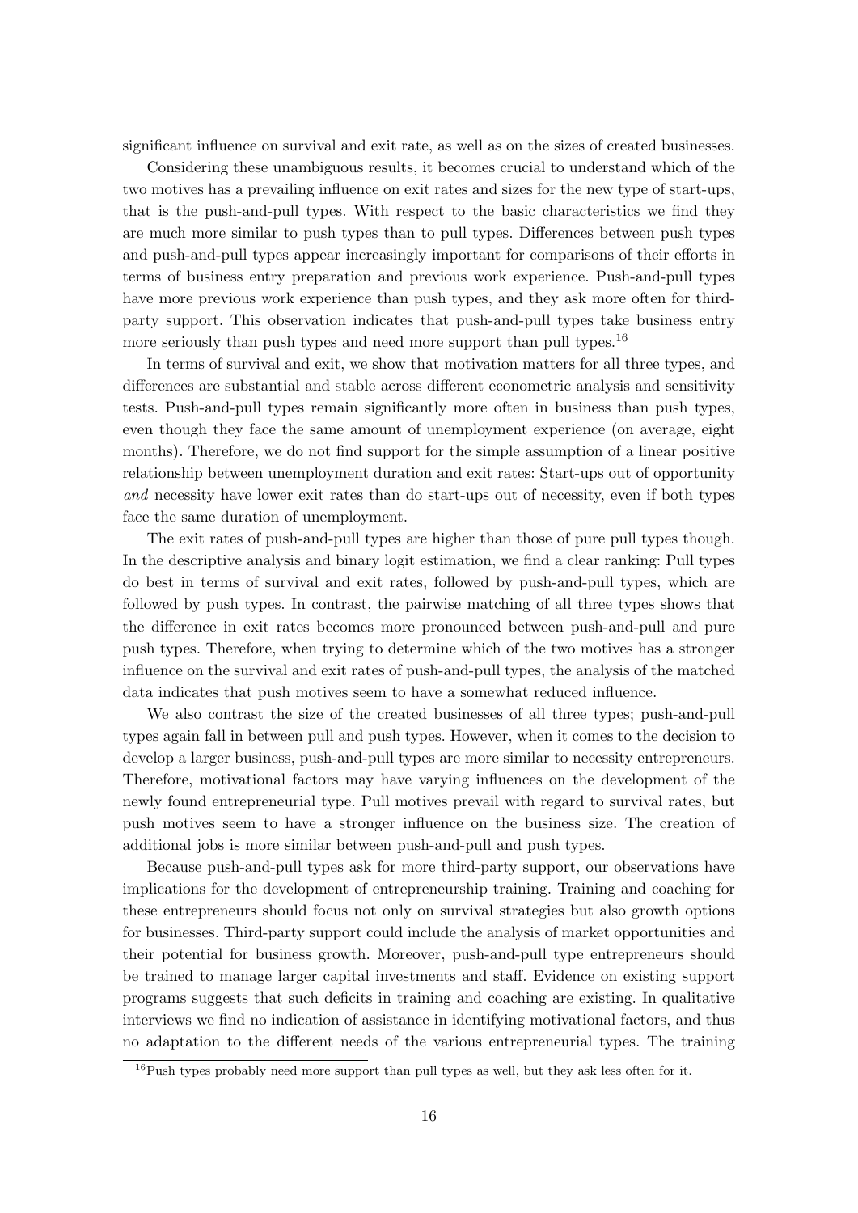significant influence on survival and exit rate, as well as on the sizes of created businesses.

Considering these unambiguous results, it becomes crucial to understand which of the two motives has a prevailing influence on exit rates and sizes for the new type of start-ups, that is the push-and-pull types. With respect to the basic characteristics we find they are much more similar to push types than to pull types. Differences between push types and push-and-pull types appear increasingly important for comparisons of their efforts in terms of business entry preparation and previous work experience. Push-and-pull types have more previous work experience than push types, and they ask more often for third-party support. This observation indicates that push-and-pull types take business entry more seriously than push types and need more support than pull types.[16]

In terms of survival and exit, we show that motivation matters for all three types, and differences are substantial and stable across different econometric analysis and sensitivity tests. Push-and-pull types remain significantly more often in business than push types, even though they face the same amount of unemployment experience (on average, eight months). Therefore, we do not find support for the simple assumption of a linear positive relationship between unemployment duration and exit rates: Start-ups out of opportunity *and* necessity have lower exit rates than do start-ups out of necessity, even if both types face the same duration of unemployment.

The exit rates of push-and-pull types are higher than those of pure pull types though. In the descriptive analysis and binary logit estimation, we find a clear ranking: Pull types do best in terms of survival and exit rates, followed by push-and-pull types, which are followed by push types. In contrast, the pairwise matching of all three types shows that the difference in exit rates becomes more pronounced between push-and-pull and pure push types. Therefore, when trying to determine which of the two motives has a stronger influence on the survival and exit rates of push-and-pull types, the analysis of the matched data indicates that push motives seem to have a somewhat reduced influence.

We also contrast the size of the created businesses of all three types; push-and-pull types again fall in between pull and push types. However, when it comes to the decision to develop a larger business, push-and-pull types are more similar to necessity entrepreneurs. Therefore, motivational factors may have varying influences on the development of the newly found entrepreneurial type. Pull motives prevail with regard to survival rates, but push motives seem to have a stronger influence on the business size. The creation of additional jobs is more similar between push-and-pull and push types.

Because push-and-pull types ask for more third-party support, our observations have implications for the development of entrepreneurship training. Training and coaching for these entrepreneurs should focus not only on survival strategies but also growth options for businesses. Third-party support could include the analysis of market opportunities and their potential for business growth. Moreover, push-and-pull type entrepreneurs should be trained to manage larger capital investments and staff. Evidence on existing support programs suggests that such deficits in training and coaching are existing. In qualitative interviews we find no indication of assistance in identifying motivational factors, and thus no adaptation to the different needs of the various entrepreneurial types. The training

[16] Push types probably need more support than pull types as well, but they ask less often for it.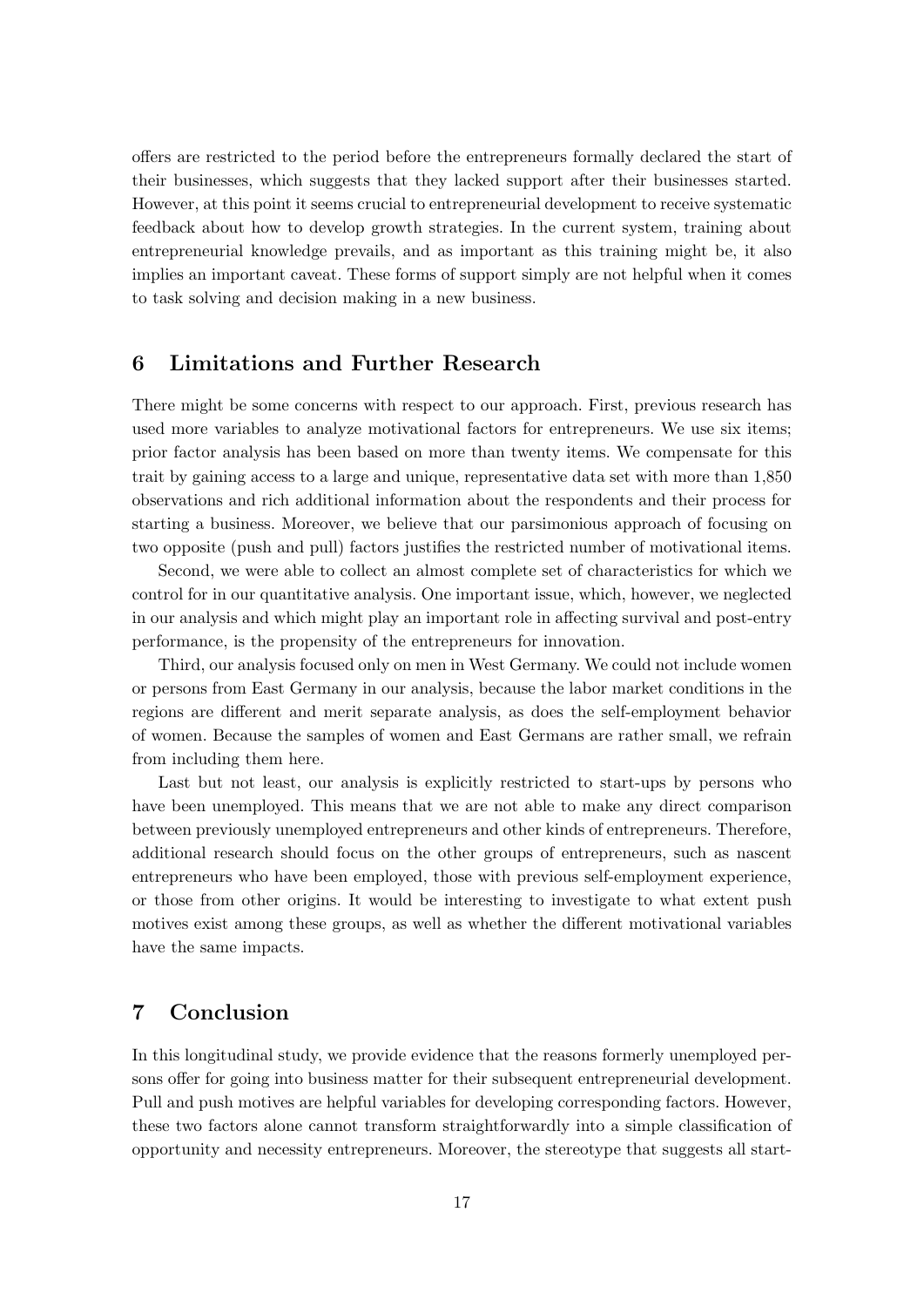offers are restricted to the period before the entrepreneurs formally declared the start of their businesses, which suggests that they lacked support after their businesses started. However, at this point it seems crucial to entrepreneurial development to receive systematic feedback about how to develop growth strategies. In the current system, training about entrepreneurial knowledge prevails, and as important as this training might be, it also implies an important caveat. These forms of support simply are not helpful when it comes to task solving and decision making in a new business.

## 6 Limitations and Further Research

There might be some concerns with respect to our approach. First, previous research has used more variables to analyze motivational factors for entrepreneurs. We use six items; prior factor analysis has been based on more than twenty items. We compensate for this trait by gaining access to a large and unique, representative data set with more than 1,850 observations and rich additional information about the respondents and their process for starting a business. Moreover, we believe that our parsimonious approach of focusing on two opposite (push and pull) factors justifies the restricted number of motivational items.

Second, we were able to collect an almost complete set of characteristics for which we control for in our quantitative analysis. One important issue, which, however, we neglected in our analysis and which might play an important role in affecting survival and post-entry performance, is the propensity of the entrepreneurs for innovation.

Third, our analysis focused only on men in West Germany. We could not include women or persons from East Germany in our analysis, because the labor market conditions in the regions are different and merit separate analysis, as does the self-employment behavior of women. Because the samples of women and East Germans are rather small, we refrain from including them here.

Last but not least, our analysis is explicitly restricted to start-ups by persons who have been unemployed. This means that we are not able to make any direct comparison between previously unemployed entrepreneurs and other kinds of entrepreneurs. Therefore, additional research should focus on the other groups of entrepreneurs, such as nascent entrepreneurs who have been employed, those with previous self-employment experience, or those from other origins. It would be interesting to investigate to what extent push motives exist among these groups, as well as whether the different motivational variables have the same impacts.

## 7 Conclusion

In this longitudinal study, we provide evidence that the reasons formerly unemployed persons offer for going into business matter for their subsequent entrepreneurial development. Pull and push motives are helpful variables for developing corresponding factors. However, these two factors alone cannot transform straightforwardly into a simple classification of opportunity and necessity entrepreneurs. Moreover, the stereotype that suggests all start-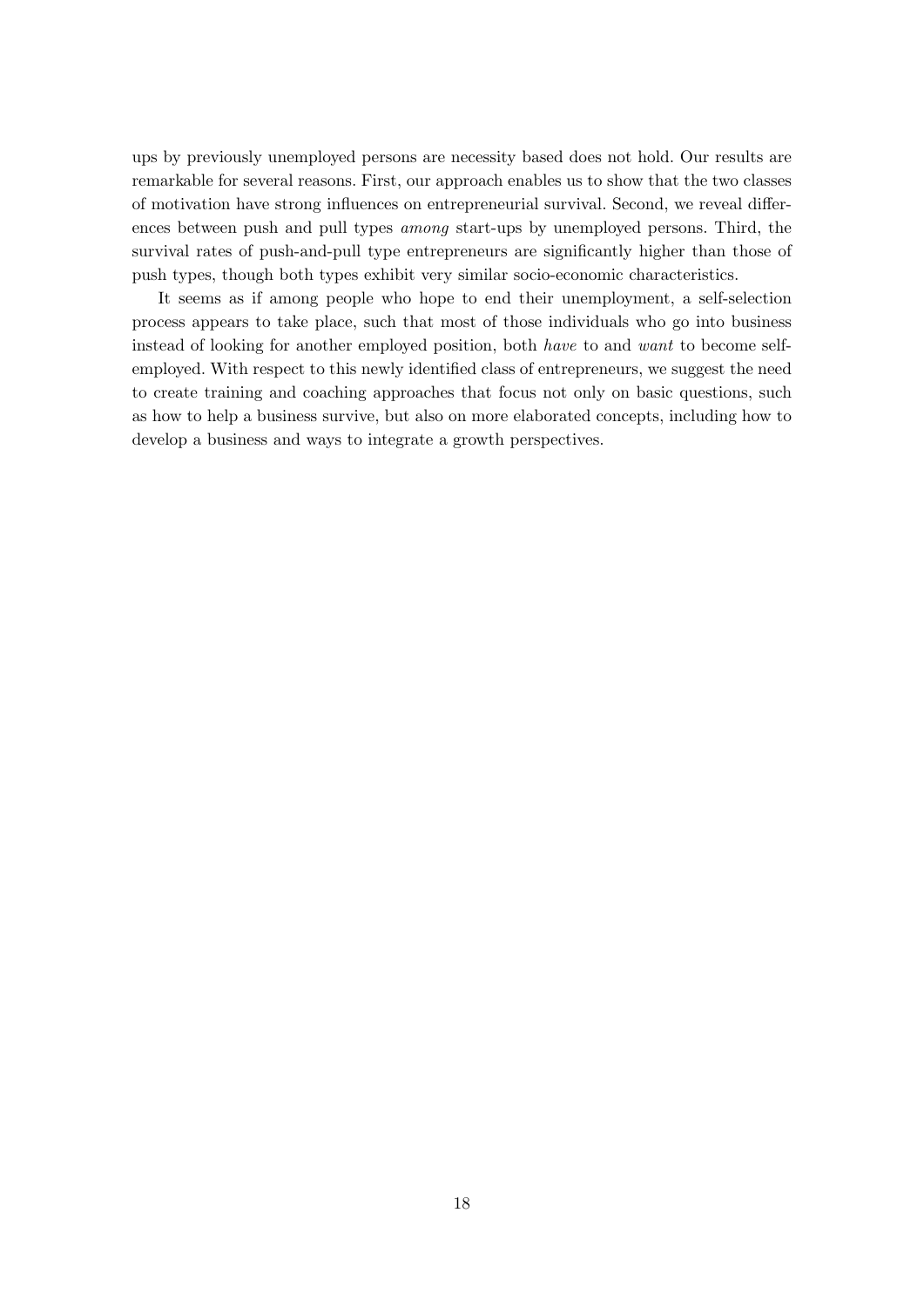ups by previously unemployed persons are necessity based does not hold. Our results are remarkable for several reasons. First, our approach enables us to show that the two classes of motivation have strong influences on entrepreneurial survival. Second, we reveal differences between push and pull types *among* start-ups by unemployed persons. Third, the survival rates of push-and-pull type entrepreneurs are significantly higher than those of push types, though both types exhibit very similar socio-economic characteristics.

It seems as if among people who hope to end their unemployment, a self-selection process appears to take place, such that most of those individuals who go into business instead of looking for another employed position, both *have* to and *want* to become self-employed. With respect to this newly identified class of entrepreneurs, we suggest the need to create training and coaching approaches that focus not only on basic questions, such as how to help a business survive, but also on more elaborated concepts, including how to develop a business and ways to integrate a growth perspectives.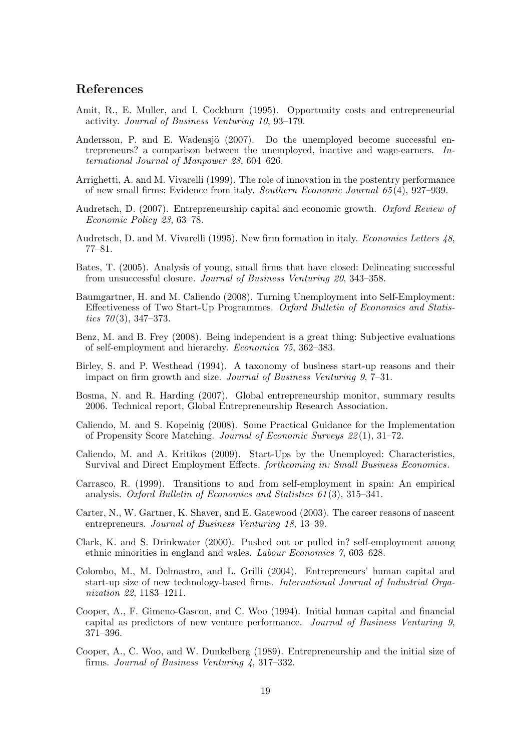## References

Amit, R., E. Muller, and I. Cockburn (1995). Opportunity costs and entrepreneurial activity. *Journal of Business Venturing 10*, 93–179.

Andersson, P. and E. Wadensjö (2007). Do the unemployed become successful entrepreneurs? a comparison between the unemployed, inactive and wage-earners. *International Journal of Manpower 28*, 604–626.

Arrighetti, A. and M. Vivarelli (1999). The role of innovation in the postentry performance of new small firms: Evidence from italy. *Southern Economic Journal 65*(4), 927–939.

Audretsch, D. (2007). Entrepreneurship capital and economic growth. *Oxford Review of Economic Policy 23*, 63–78.

Audretsch, D. and M. Vivarelli (1995). New firm formation in italy. *Economics Letters 48*, 77–81.

Bates, T. (2005). Analysis of young, small firms that have closed: Delineating successful from unsuccessful closure. *Journal of Business Venturing 20*, 343–358.

Baumgartner, H. and M. Caliendo (2008). Turning Unemployment into Self-Employment: Effectiveness of Two Start-Up Programmes. *Oxford Bulletin of Economics and Statistics 70*(3), 347–373.

Benz, M. and B. Frey (2008). Being independent is a great thing: Subjective evaluations of self-employment and hierarchy. *Economica 75*, 362–383.

Birley, S. and P. Westhead (1994). A taxonomy of business start-up reasons and their impact on firm growth and size. *Journal of Business Venturing 9*, 7–31.

Bosma, N. and R. Harding (2007). Global entrepreneurship monitor, summary results 2006. Technical report, Global Entrepreneurship Research Association.

Caliendo, M. and S. Kopeinig (2008). Some Practical Guidance for the Implementation of Propensity Score Matching. *Journal of Economic Surveys 22*(1), 31–72.

Caliendo, M. and A. Kritikos (2009). Start-Ups by the Unemployed: Characteristics, Survival and Direct Employment Effects. *forthcoming in: Small Business Economics*.

Carrasco, R. (1999). Transitions to and from self-employment in spain: An empirical analysis. *Oxford Bulletin of Economics and Statistics 61*(3), 315–341.

Carter, N., W. Gartner, K. Shaver, and E. Gatewood (2003). The career reasons of nascent entrepreneurs. *Journal of Business Venturing 18*, 13–39.

Clark, K. and S. Drinkwater (2000). Pushed out or pulled in? self-employment among ethnic minorities in england and wales. *Labour Economics 7*, 603–628.

Colombo, M., M. Delmastro, and L. Grilli (2004). Entrepreneurs' human capital and start-up size of new technology-based firms. *International Journal of Industrial Organization 22*, 1183–1211.

Cooper, A., F. Gimeno-Gascon, and C. Woo (1994). Initial human capital and financial capital as predictors of new venture performance. *Journal of Business Venturing 9*, 371–396.

Cooper, A., C. Woo, and W. Dunkelberg (1989). Entrepreneurship and the initial size of firms. *Journal of Business Venturing 4*, 317–332.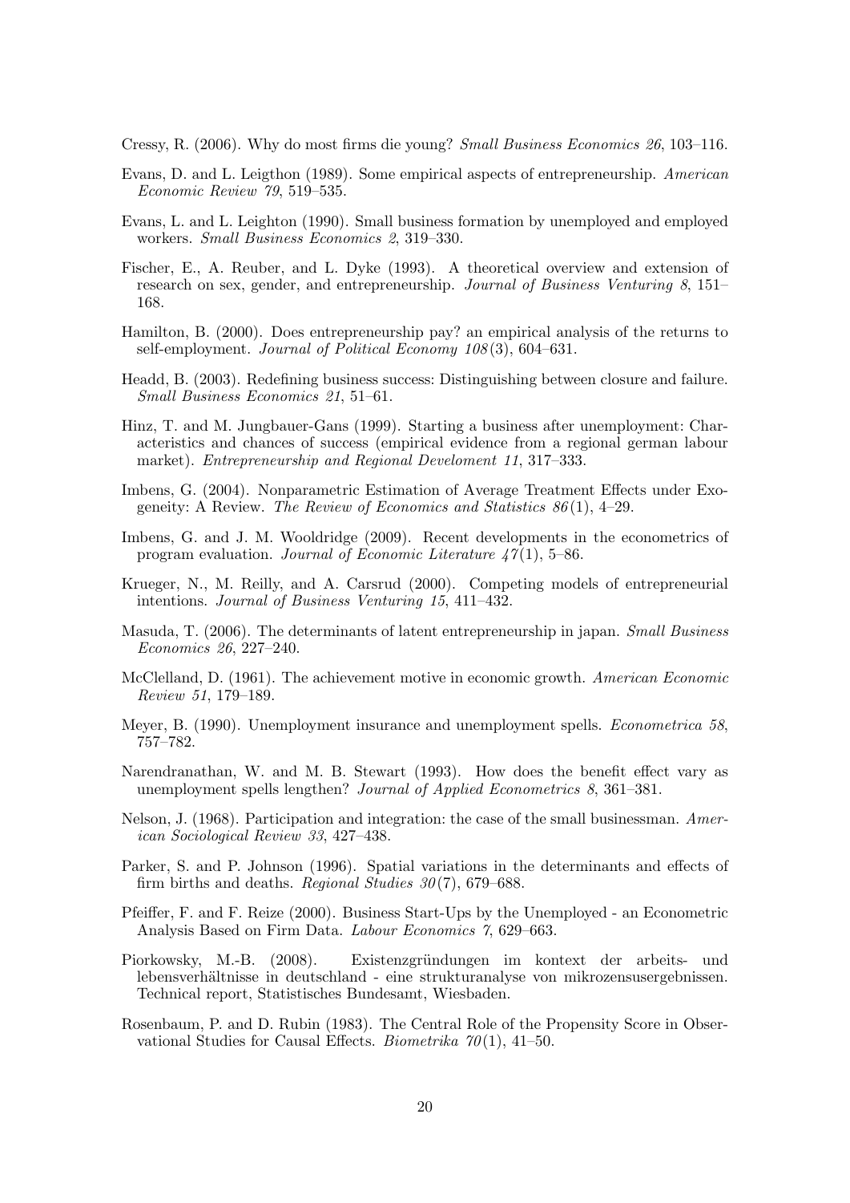Cressy, R. (2006). Why do most firms die young? *Small Business Economics 26*, 103–116.

Evans, D. and L. Leigthon (1989). Some empirical aspects of entrepreneurship. *American Economic Review 79*, 519–535.

Evans, L. and L. Leighton (1990). Small business formation by unemployed and employed workers. *Small Business Economics 2*, 319–330.

Fischer, E., A. Reuber, and L. Dyke (1993). A theoretical overview and extension of research on sex, gender, and entrepreneurship. *Journal of Business Venturing 8*, 151–168.

Hamilton, B. (2000). Does entrepreneurship pay? an empirical analysis of the returns to self-employment. *Journal of Political Economy 108*(3), 604–631.

Headd, B. (2003). Redefining business success: Distinguishing between closure and failure. *Small Business Economics 21*, 51–61.

Hinz, T. and M. Jungbauer-Gans (1999). Starting a business after unemployment: Characteristics and chances of success (empirical evidence from a regional german labour market). *Entrepreneurship and Regional Develoment 11*, 317–333.

Imbens, G. (2004). Nonparametric Estimation of Average Treatment Effects under Exogeneity: A Review. *The Review of Economics and Statistics 86*(1), 4–29.

Imbens, G. and J. M. Wooldridge (2009). Recent developments in the econometrics of program evaluation. *Journal of Economic Literature 47*(1), 5–86.

Krueger, N., M. Reilly, and A. Carsrud (2000). Competing models of entrepreneurial intentions. *Journal of Business Venturing 15*, 411–432.

Masuda, T. (2006). The determinants of latent entrepreneurship in japan. *Small Business Economics 26*, 227–240.

McClelland, D. (1961). The achievement motive in economic growth. *American Economic Review 51*, 179–189.

Meyer, B. (1990). Unemployment insurance and unemployment spells. *Econometrica 58*, 757–782.

Narendranathan, W. and M. B. Stewart (1993). How does the benefit effect vary as unemployment spells lengthen? *Journal of Applied Econometrics 8*, 361–381.

Nelson, J. (1968). Participation and integration: the case of the small businessman. *American Sociological Review 33*, 427–438.

Parker, S. and P. Johnson (1996). Spatial variations in the determinants and effects of firm births and deaths. *Regional Studies 30*(7), 679–688.

Pfeiffer, F. and F. Reize (2000). Business Start-Ups by the Unemployed - an Econometric Analysis Based on Firm Data. *Labour Economics 7*, 629–663.

Piorkowsky, M.-B. (2008). Existenzgründungen im kontext der arbeits- und lebensverhältnisse in deutschland - eine strukturanalyse von mikrozensusergebnissen. Technical report, Statistisches Bundesamt, Wiesbaden.

Rosenbaum, P. and D. Rubin (1983). The Central Role of the Propensity Score in Observational Studies for Causal Effects. *Biometrika 70*(1), 41–50.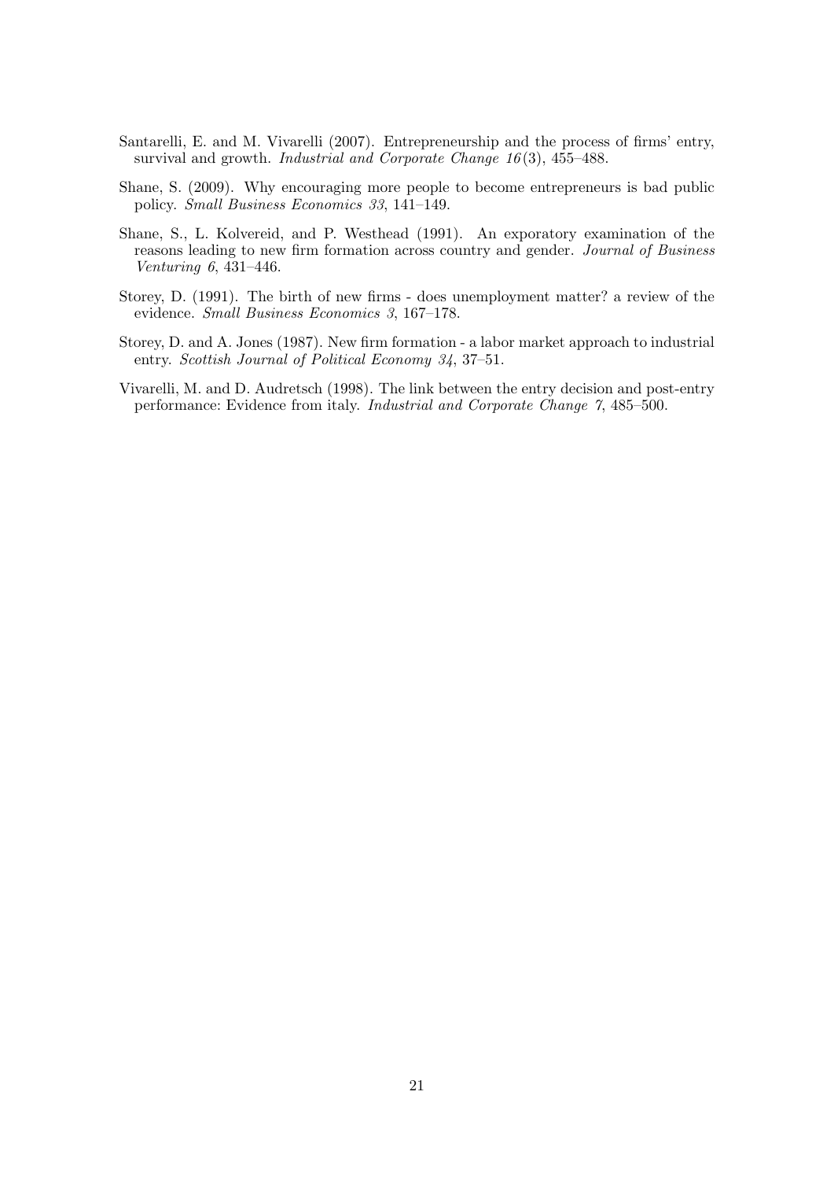Santarelli, E. and M. Vivarelli (2007). Entrepreneurship and the process of firms' entry, survival and growth. *Industrial and Corporate Change 16*(3), 455–488.

Shane, S. (2009). Why encouraging more people to become entrepreneurs is bad public policy. *Small Business Economics 33*, 141–149.

Shane, S., L. Kolvereid, and P. Westhead (1991). An exporatory examination of the reasons leading to new firm formation across country and gender. *Journal of Business Venturing 6*, 431–446.

Storey, D. (1991). The birth of new firms - does unemployment matter? a review of the evidence. *Small Business Economics 3*, 167–178.

Storey, D. and A. Jones (1987). New firm formation - a labor market approach to industrial entry. *Scottish Journal of Political Economy 34*, 37–51.

Vivarelli, M. and D. Audretsch (1998). The link between the entry decision and post-entry performance: Evidence from italy. *Industrial and Corporate Change 7*, 485–500.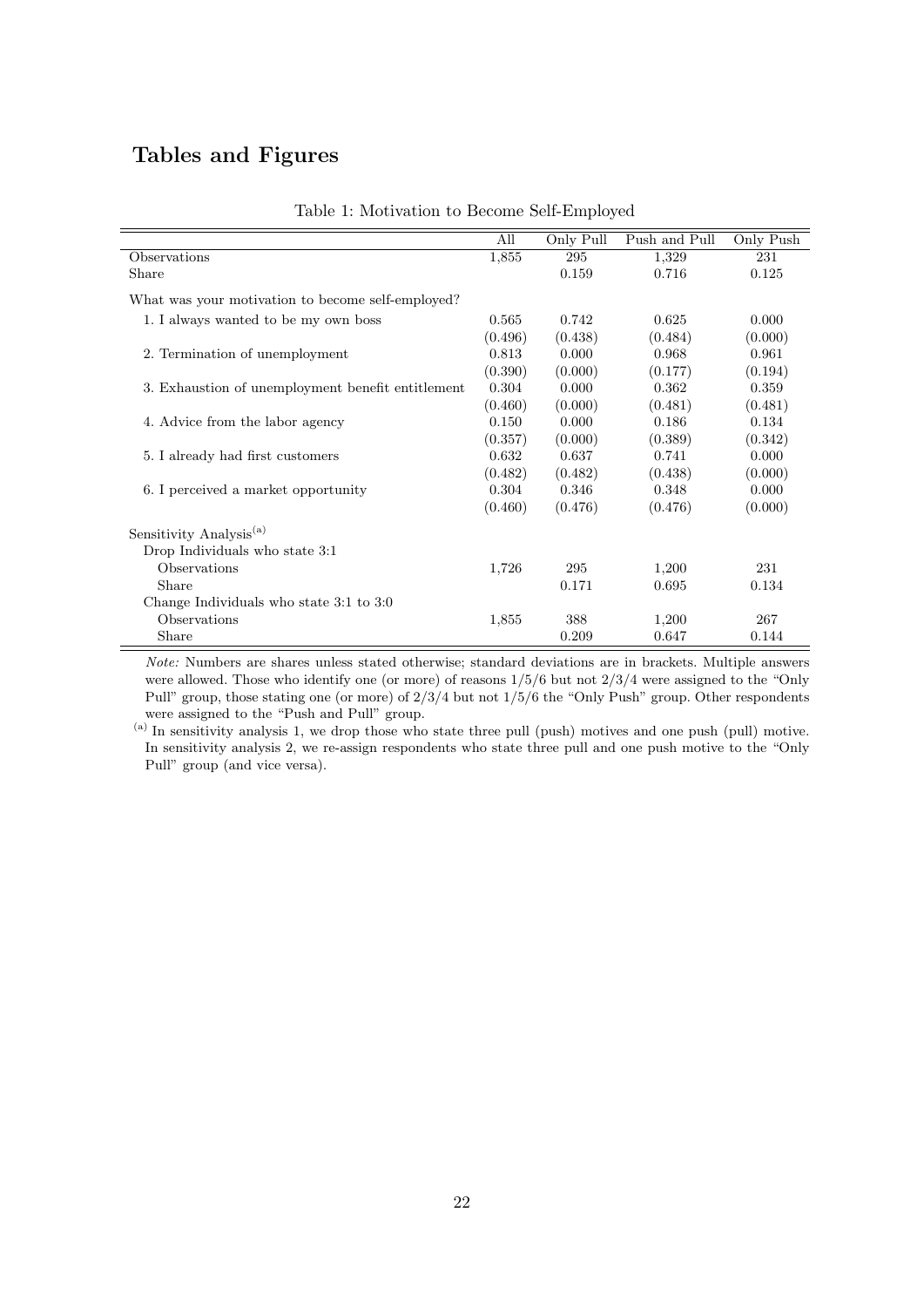# Tables and Figures

Table 1: Motivation to Become Self-Employed

| | All | Only Pull | Push and Pull | Only Push |
|---|---|---|---|---|
| Observations | 1,855 | 295 | 1,329 | 231 |
| Share | | 0.159 | 0.716 | 0.125 |
| What was your motivation to become self-employed? | | | | |
| 1. I always wanted to be my own boss | 0.565 | 0.742 | 0.625 | 0.000 |
| | (0.496) | (0.438) | (0.484) | (0.000) |
| 2. Termination of unemployment | 0.813 | 0.000 | 0.968 | 0.961 |
| | (0.390) | (0.000) | (0.177) | (0.194) |
| 3. Exhaustion of unemployment benefit entitlement | 0.304 | 0.000 | 0.362 | 0.359 |
| | (0.460) | (0.000) | (0.481) | (0.481) |
| 4. Advice from the labor agency | 0.150 | 0.000 | 0.186 | 0.134 |
| | (0.357) | (0.000) | (0.389) | (0.342) |
| 5. I already had first customers | 0.632 | 0.637 | 0.741 | 0.000 |
| | (0.482) | (0.482) | (0.438) | (0.000) |
| 6. I perceived a market opportunity | 0.304 | 0.346 | 0.348 | 0.000 |
| | (0.460) | (0.476) | (0.476) | (0.000) |
| Sensitivity Analysis[(a)] | | | | |
| Drop Individuals who state 3:1 | | | | |
| Observations | 1,726 | 295 | 1,200 | 231 |
| Share | | 0.171 | 0.695 | 0.134 |
| Change Individuals who state 3:1 to 3:0 | | | | |
| Observations | 1,855 | 388 | 1,200 | 267 |
| Share | | 0.209 | 0.647 | 0.144 |

*Note:* Numbers are shares unless stated otherwise; standard deviations are in brackets. Multiple answers were allowed. Those who identify one (or more) of reasons 1/5/6 but not 2/3/4 were assigned to the "Only Pull" group, those stating one (or more) of 2/3/4 but not 1/5/6 the "Only Push" group. Other respondents were assigned to the "Push and Pull" group.

[(a)] In sensitivity analysis 1, we drop those who state three pull (push) motives and one push (pull) motive. In sensitivity analysis 2, we re-assign respondents who state three pull and one push motive to the "Only Pull" group (and vice versa).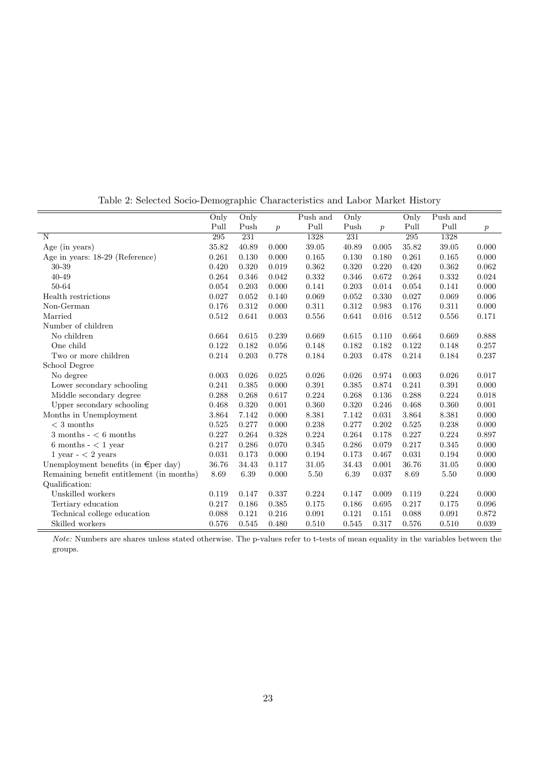Table 2: Selected Socio-Demographic Characteristics and Labor Market History

| | Only Pull | Only Push | $p$ | Push and Pull | Only Push | $p$ | Only Pull | Push and Pull | $p$ |
|---|---|---|---|---|---|---|---|---|---|
| N | 295 | 231 | | 1328 | 231 | | 295 | 1328 | |
| Age (in years) | 35.82 | 40.89 | 0.000 | 39.05 | 40.89 | 0.005 | 35.82 | 39.05 | 0.000 |
| Age in years: 18-29 (Reference) | 0.261 | 0.130 | 0.000 | 0.165 | 0.130 | 0.180 | 0.261 | 0.165 | 0.000 |
| 30-39 | 0.420 | 0.320 | 0.019 | 0.362 | 0.320 | 0.220 | 0.420 | 0.362 | 0.062 |
| 40-49 | 0.264 | 0.346 | 0.042 | 0.332 | 0.346 | 0.672 | 0.264 | 0.332 | 0.024 |
| 50-64 | 0.054 | 0.203 | 0.000 | 0.141 | 0.203 | 0.014 | 0.054 | 0.141 | 0.000 |
| Health restrictions | 0.027 | 0.052 | 0.140 | 0.069 | 0.052 | 0.330 | 0.027 | 0.069 | 0.006 |
| Non-German | 0.176 | 0.312 | 0.000 | 0.311 | 0.312 | 0.983 | 0.176 | 0.311 | 0.000 |
| Married | 0.512 | 0.641 | 0.003 | 0.556 | 0.641 | 0.016 | 0.512 | 0.556 | 0.171 |
| Number of children | | | | | | | | | |
| No children | 0.664 | 0.615 | 0.239 | 0.669 | 0.615 | 0.110 | 0.664 | 0.669 | 0.888 |
| One child | 0.122 | 0.182 | 0.056 | 0.148 | 0.182 | 0.182 | 0.122 | 0.148 | 0.257 |
| Two or more children | 0.214 | 0.203 | 0.778 | 0.184 | 0.203 | 0.478 | 0.214 | 0.184 | 0.237 |
| School Degree | | | | | | | | | |
| No degree | 0.003 | 0.026 | 0.025 | 0.026 | 0.026 | 0.974 | 0.003 | 0.026 | 0.017 |
| Lower secondary schooling | 0.241 | 0.385 | 0.000 | 0.391 | 0.385 | 0.874 | 0.241 | 0.391 | 0.000 |
| Middle secondary degree | 0.288 | 0.268 | 0.617 | 0.224 | 0.268 | 0.136 | 0.288 | 0.224 | 0.018 |
| Upper secondary schooling | 0.468 | 0.320 | 0.001 | 0.360 | 0.320 | 0.246 | 0.468 | 0.360 | 0.001 |
| Months in Unemployment | 3.864 | 7.142 | 0.000 | 8.381 | 7.142 | 0.031 | 3.864 | 8.381 | 0.000 |
| < 3 months | 0.525 | 0.277 | 0.000 | 0.238 | 0.277 | 0.202 | 0.525 | 0.238 | 0.000 |
| 3 months - < 6 months | 0.227 | 0.264 | 0.328 | 0.224 | 0.264 | 0.178 | 0.227 | 0.224 | 0.897 |
| 6 months - < 1 year | 0.217 | 0.286 | 0.070 | 0.345 | 0.286 | 0.079 | 0.217 | 0.345 | 0.000 |
| 1 year - < 2 years | 0.031 | 0.173 | 0.000 | 0.194 | 0.173 | 0.467 | 0.031 | 0.194 | 0.000 |
| Unemployment benefits (in €per day) | 36.76 | 34.43 | 0.117 | 31.05 | 34.43 | 0.001 | 36.76 | 31.05 | 0.000 |
| Remaining benefit entitlement (in months) | 8.69 | 6.39 | 0.000 | 5.50 | 6.39 | 0.037 | 8.69 | 5.50 | 0.000 |
| Qualification: | | | | | | | | | |
| Unskilled workers | 0.119 | 0.147 | 0.337 | 0.224 | 0.147 | 0.009 | 0.119 | 0.224 | 0.000 |
| Tertiary education | 0.217 | 0.186 | 0.385 | 0.175 | 0.186 | 0.695 | 0.217 | 0.175 | 0.096 |
| Technical college education | 0.088 | 0.121 | 0.216 | 0.091 | 0.121 | 0.151 | 0.088 | 0.091 | 0.872 |
| Skilled workers | 0.576 | 0.545 | 0.480 | 0.510 | 0.545 | 0.317 | 0.576 | 0.510 | 0.039 |

*Note:* Numbers are shares unless stated otherwise. The p-values refer to t-tests of mean equality in the variables between the groups.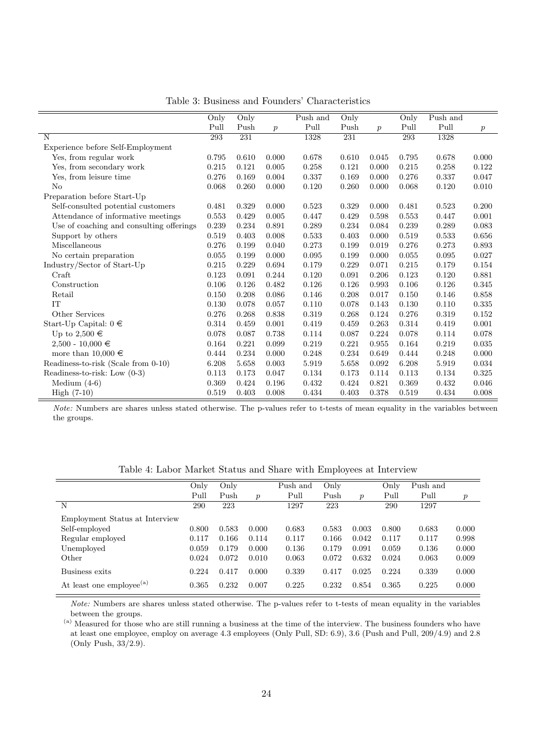Table 3: Business and Founders' Characteristics

| | Only Pull | Only Push | $p$ | Push and Pull | Only Push | $p$ | Only Pull | Push and Pull | $p$ |
|---|---|---|---|---|---|---|---|---|---|
| N | 293 | 231 | | 1328 | 231 | | 293 | 1328 | |
| Experience before Self-Employment | | | | | | | | | |
| Yes, from regular work | 0.795 | 0.610 | 0.000 | 0.678 | 0.610 | 0.045 | 0.795 | 0.678 | 0.000 |
| Yes, from secondary work | 0.215 | 0.121 | 0.005 | 0.258 | 0.121 | 0.000 | 0.215 | 0.258 | 0.122 |
| Yes, from leisure time | 0.276 | 0.169 | 0.004 | 0.337 | 0.169 | 0.000 | 0.276 | 0.337 | 0.047 |
| No | 0.068 | 0.260 | 0.000 | 0.120 | 0.260 | 0.000 | 0.068 | 0.120 | 0.010 |
| Preparation before Start-Up | | | | | | | | | |
| Self-consulted potential customers | 0.481 | 0.329 | 0.000 | 0.523 | 0.329 | 0.000 | 0.481 | 0.523 | 0.200 |
| Attendance of informative meetings | 0.553 | 0.429 | 0.005 | 0.447 | 0.429 | 0.598 | 0.553 | 0.447 | 0.001 |
| Use of coaching and consulting offerings | 0.239 | 0.234 | 0.891 | 0.289 | 0.234 | 0.084 | 0.239 | 0.289 | 0.083 |
| Support by others | 0.519 | 0.403 | 0.008 | 0.533 | 0.403 | 0.000 | 0.519 | 0.533 | 0.656 |
| Miscellaneous | 0.276 | 0.199 | 0.040 | 0.273 | 0.199 | 0.019 | 0.276 | 0.273 | 0.893 |
| No certain preparation | 0.055 | 0.199 | 0.000 | 0.095 | 0.199 | 0.000 | 0.055 | 0.095 | 0.027 |
| Industry/Sector of Start-Up | 0.215 | 0.229 | 0.694 | 0.179 | 0.229 | 0.071 | 0.215 | 0.179 | 0.154 |
| Craft | 0.123 | 0.091 | 0.244 | 0.120 | 0.091 | 0.206 | 0.123 | 0.120 | 0.881 |
| Construction | 0.106 | 0.126 | 0.482 | 0.126 | 0.126 | 0.993 | 0.106 | 0.126 | 0.345 |
| Retail | 0.150 | 0.208 | 0.086 | 0.146 | 0.208 | 0.017 | 0.150 | 0.146 | 0.858 |
| IT | 0.130 | 0.078 | 0.057 | 0.110 | 0.078 | 0.143 | 0.130 | 0.110 | 0.335 |
| Other Services | 0.276 | 0.268 | 0.838 | 0.319 | 0.268 | 0.124 | 0.276 | 0.319 | 0.152 |
| Start-Up Capital: 0 € | 0.314 | 0.459 | 0.001 | 0.419 | 0.459 | 0.263 | 0.314 | 0.419 | 0.001 |
| Up to 2,500 € | 0.078 | 0.087 | 0.738 | 0.114 | 0.087 | 0.224 | 0.078 | 0.114 | 0.078 |
| 2,500 - 10,000 € | 0.164 | 0.221 | 0.099 | 0.219 | 0.221 | 0.955 | 0.164 | 0.219 | 0.035 |
| more than 10,000 € | 0.444 | 0.234 | 0.000 | 0.248 | 0.234 | 0.649 | 0.444 | 0.248 | 0.000 |
| Readiness-to-risk (Scale from 0-10) | 6.208 | 5.658 | 0.003 | 5.919 | 5.658 | 0.092 | 6.208 | 5.919 | 0.034 |
| Readiness-to-risk: Low (0-3) | 0.113 | 0.173 | 0.047 | 0.134 | 0.173 | 0.114 | 0.113 | 0.134 | 0.325 |
| Medium (4-6) | 0.369 | 0.424 | 0.196 | 0.432 | 0.424 | 0.821 | 0.369 | 0.432 | 0.046 |
| High (7-10) | 0.519 | 0.403 | 0.008 | 0.434 | 0.403 | 0.378 | 0.519 | 0.434 | 0.008 |

*Note:* Numbers are shares unless stated otherwise. The p-values refer to t-tests of mean equality in the variables between the groups.

Table 4: Labor Market Status and Share with Employees at Interview

| | Only Pull | Only Push | $p$ | Push and Pull | Only Push | $p$ | Only Pull | Push and Pull | $p$ |
|---|---|---|---|---|---|---|---|---|---|
| N | 290 | 223 | | 1297 | 223 | | 290 | 1297 | |
| Employment Status at Interview | | | | | | | | | |
| Self-employed | 0.800 | 0.583 | 0.000 | 0.683 | 0.583 | 0.003 | 0.800 | 0.683 | 0.000 |
| Regular employed | 0.117 | 0.166 | 0.114 | 0.117 | 0.166 | 0.042 | 0.117 | 0.117 | 0.998 |
| Unemployed | 0.059 | 0.179 | 0.000 | 0.136 | 0.179 | 0.091 | 0.059 | 0.136 | 0.000 |
| Other | 0.024 | 0.072 | 0.010 | 0.063 | 0.072 | 0.632 | 0.024 | 0.063 | 0.009 |
| Business exits | 0.224 | 0.417 | 0.000 | 0.339 | 0.417 | 0.025 | 0.224 | 0.339 | 0.000 |
| At least one employee[(a)] | 0.365 | 0.232 | 0.007 | 0.225 | 0.232 | 0.854 | 0.365 | 0.225 | 0.000 |

*Note:* Numbers are shares unless stated otherwise. The p-values refer to t-tests of mean equality in the variables between the groups.

[(a)] Measured for those who are still running a business at the time of the interview. The business founders who have at least one employee, employ on average 4.3 employees (Only Pull, SD: 6.9), 3.6 (Push and Pull, 209/4.9) and 2.8 (Only Push, 33/2.9).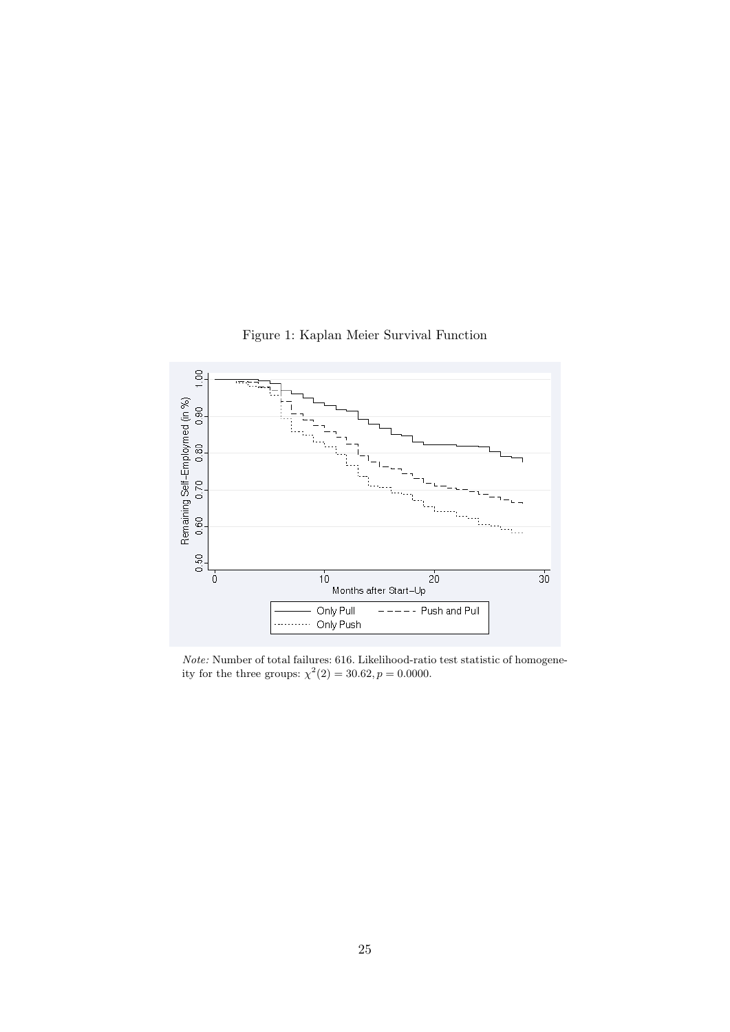Figure 1: Kaplan Meier Survival Function

*Note:* Number of total failures: 616. Likelihood-ratio test statistic of homogeneity for the three groups: $\chi^2(2) = 30.62, p = 0.0000$.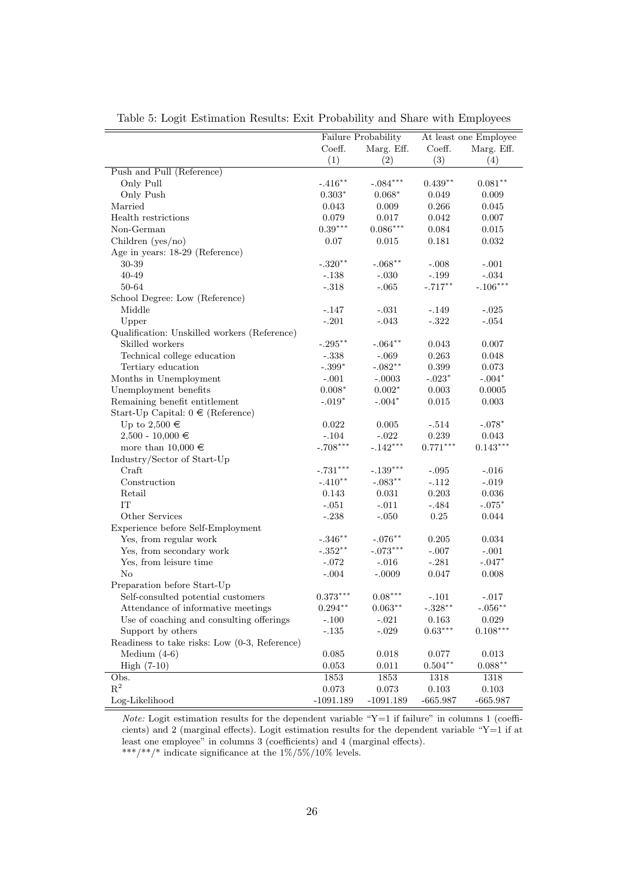Table 5: Logit Estimation Results: Exit Probability and Share with Employees

| | Failure Probability | | At least one Employee | |
|---|---|---|---|---|
| | Coeff. | Marg. Eff. | Coeff. | Marg. Eff. |
| | (1) | (2) | (3) | (4) |
| Push and Pull (Reference) | | | | |
| Only Pull | -.416** | -.084*** | 0.439** | 0.081** |
| Only Push | 0.303* | 0.068* | 0.049 | 0.009 |
| Married | 0.043 | 0.009 | 0.266 | 0.045 |
| Health restrictions | 0.079 | 0.017 | 0.042 | 0.007 |
| Non-German | 0.39*** | 0.086*** | 0.084 | 0.015 |
| Children (yes/no) | 0.07 | 0.015 | 0.181 | 0.032 |
| Age in years: 18-29 (Reference) | | | | |
| 30-39 | -.320** | -.068** | -.008 | -.001 |
| 40-49 | -.138 | -.030 | -.199 | -.034 |
| 50-64 | -.318 | -.065 | -.717** | -.106*** |
| School Degree: Low (Reference) | | | | |
| Middle | -.147 | -.031 | -.149 | -.025 |
| Upper | -.201 | -.043 | -.322 | -.054 |
| Qualification: Unskilled workers (Reference) | | | | |
| Skilled workers | -.295** | -.064** | 0.043 | 0.007 |
| Technical college education | -.338 | -.069 | 0.263 | 0.048 |
| Tertiary education | -.399* | -.082** | 0.399 | 0.073 |
| Months in Unemployment | -.001 | -.0003 | -.023* | -.004* |
| Unemployment benefits | 0.008* | 0.002* | 0.003 | 0.0005 |
| Remaining benefit entitlement | -.019* | -.004* | 0.015 | 0.003 |
| Start-Up Capital: 0 € (Reference) | | | | |
| Up to 2,500 € | 0.022 | 0.005 | -.514 | -.078* |
| 2,500 - 10,000 € | -.104 | -.022 | 0.239 | 0.043 |
| more than 10,000 € | -.708*** | -.142*** | 0.771*** | 0.143*** |
| Industry/Sector of Start-Up | | | | |
| Craft | -.731*** | -.139*** | -.095 | -.016 |
| Construction | -.410** | -.083** | -.112 | -.019 |
| Retail | 0.143 | 0.031 | 0.203 | 0.036 |
| IT | -.051 | -.011 | -.484 | -.075* |
| Other Services | -.238 | -.050 | 0.25 | 0.044 |
| Experience before Self-Employment | | | | |
| Yes, from regular work | -.346** | -.076** | 0.205 | 0.034 |
| Yes, from secondary work | -.352** | -.073*** | -.007 | -.001 |
| Yes, from leisure time | -.072 | -.016 | -.281 | -.047* |
| No | -.004 | -.0009 | 0.047 | 0.008 |
| Preparation before Start-Up | | | | |
| Self-consulted potential customers | 0.373*** | 0.08*** | -.101 | -.017 |
| Attendance of informative meetings | 0.294** | 0.063** | -.328** | -.056** |
| Use of coaching and consulting offerings | -.100 | -.021 | 0.163 | 0.029 |
| Support by others | -.135 | -.029 | 0.63*** | 0.108*** |
| Readiness to take risks: Low (0-3, Reference) | | | | |
| Medium (4-6) | 0.085 | 0.018 | 0.077 | 0.013 |
| High (7-10) | 0.053 | 0.011 | 0.504** | 0.088** |
| Obs. | 1853 | 1853 | 1318 | 1318 |
| $R^2$ | 0.073 | 0.073 | 0.103 | 0.103 |
| Log-Likelihood | -1091.189 | -1091.189 | -665.987 | -665.987 |

*Note:* Logit estimation results for the dependent variable "Y=1 if failure" in columns 1 (coefficients) and 2 (marginal effects). Logit estimation results for the dependent variable "Y=1 if at least one employee" in columns 3 (coefficients) and 4 (marginal effects).
***/**/* indicate significance at the 1%/5%/10% levels.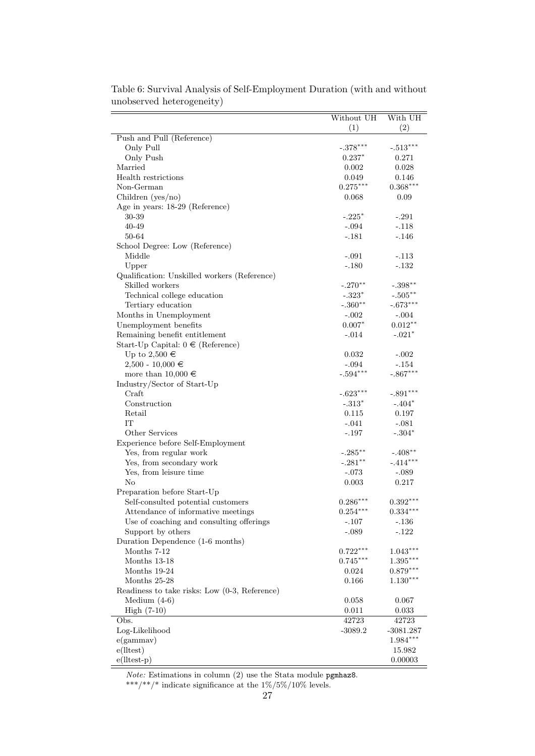Table 6: Survival Analysis of Self-Employment Duration (with and without unobserved heterogeneity)

| | Without UH | With UH |
|---|---|---|
| | (1) | (2) |
| Push and Pull (Reference) | | |
| Only Pull | -.378*** | -.513*** |
| Only Push | 0.237* | 0.271 |
| Married | 0.002 | 0.028 |
| Health restrictions | 0.049 | 0.146 |
| Non-German | 0.275*** | 0.368*** |
| Children (yes/no) | 0.068 | 0.09 |
| Age in years: 18-29 (Reference) | | |
| 30-39 | -.225* | -.291 |
| 40-49 | -.094 | -.118 |
| 50-64 | -.181 | -.146 |
| School Degree: Low (Reference) | | |
| Middle | -.091 | -.113 |
| Upper | -.180 | -.132 |
| Qualification: Unskilled workers (Reference) | | |
| Skilled workers | -.270** | -.398** |
| Technical college education | -.323* | -.505** |
| Tertiary education | -.360** | -.673*** |
| Months in Unemployment | -.002 | -.004 |
| Unemployment benefits | 0.007* | 0.012** |
| Remaining benefit entitlement | -.014 | -.021* |
| Start-Up Capital: 0 € (Reference) | | |
| Up to 2,500 € | 0.032 | -.002 |
| 2,500 - 10,000 € | -.094 | -.154 |
| more than 10,000 € | -.594*** | -.867*** |
| Industry/Sector of Start-Up | | |
| Craft | -.623*** | -.891*** |
| Construction | -.313* | -.404* |
| Retail | 0.115 | 0.197 |
| IT | -.041 | -.081 |
| Other Services | -.197 | -.304* |
| Experience before Self-Employment | | |
| Yes, from regular work | -.285** | -.408** |
| Yes, from secondary work | -.281** | -.414*** |
| Yes, from leisure time | -.073 | -.089 |
| No | 0.003 | 0.217 |
| Preparation before Start-Up | | |
| Self-consulted potential customers | 0.286*** | 0.392*** |
| Attendance of informative meetings | 0.254*** | 0.334*** |
| Use of coaching and consulting offerings | -.107 | -.136 |
| Support by others | -.089 | -.122 |
| Duration Dependence (1-6 months) | | |
| Months 7-12 | 0.722*** | 1.043*** |
| Months 13-18 | 0.745*** | 1.395*** |
| Months 19-24 | 0.024 | 0.879*** |
| Months 25-28 | 0.166 | 1.130*** |
| Readiness to take risks: Low (0-3, Reference) | | |
| Medium (4-6) | 0.058 | 0.067 |
| High (7-10) | 0.011 | 0.033 |
| Obs. | 42723 | 42723 |
| Log-Likelihood | -3089.2 | -3081.287 |
| e(gammav) | | 1.984*** |
| e(lltest) | | 15.982 |
| e(lltest-p) | | 0.00003 |

*Note:* Estimations in column (2) use the Stata module pgmhaz8.
***/**/* indicate significance at the 1%/5%/10% levels.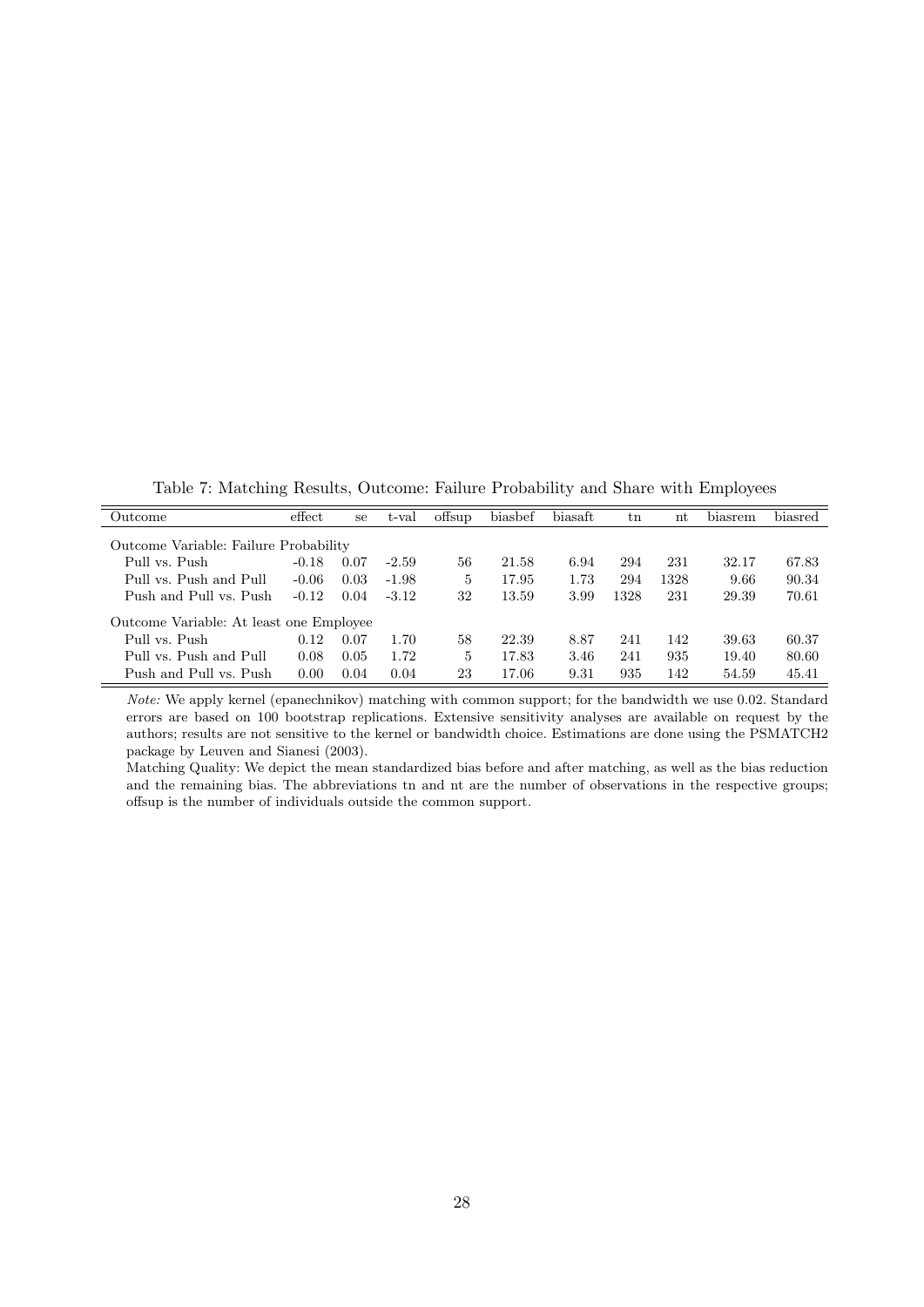Table 7: Matching Results, Outcome: Failure Probability and Share with Employees

| Outcome | effect | se | t-val | offsup | biasbef | biasaft | tn | nt | biasrem | biasred |
|---|---|---|---|---|---|---|---|---|---|---|
| Outcome Variable: Failure Probability | | | | | | | | | | |
| Pull vs. Push | -0.18 | 0.07 | -2.59 | 56 | 21.58 | 6.94 | 294 | 231 | 32.17 | 67.83 |
| Pull vs. Push and Pull | -0.06 | 0.03 | -1.98 | 5 | 17.95 | 1.73 | 294 | 1328 | 9.66 | 90.34 |
| Push and Pull vs. Push | -0.12 | 0.04 | -3.12 | 32 | 13.59 | 3.99 | 1328 | 231 | 29.39 | 70.61 |
| Outcome Variable: At least one Employee | | | | | | | | | | |
| Pull vs. Push | 0.12 | 0.07 | 1.70 | 58 | 22.39 | 8.87 | 241 | 142 | 39.63 | 60.37 |
| Pull vs. Push and Pull | 0.08 | 0.05 | 1.72 | 5 | 17.83 | 3.46 | 241 | 935 | 19.40 | 80.60 |
| Push and Pull vs. Push | 0.00 | 0.04 | 0.04 | 23 | 17.06 | 9.31 | 935 | 142 | 54.59 | 45.41 |

*Note:* We apply kernel (epanechnikov) matching with common support; for the bandwidth we use 0.02. Standard errors are based on 100 bootstrap replications. Extensive sensitivity analyses are available on request by the authors; results are not sensitive to the kernel or bandwidth choice. Estimations are done using the PSMATCH2 package by Leuven and Sianesi (2003).

Matching Quality: We depict the mean standardized bias before and after matching, as well as the bias reduction and the remaining bias. The abbreviations tn and nt are the number of observations in the respective groups; offsup is the number of individuals outside the common support.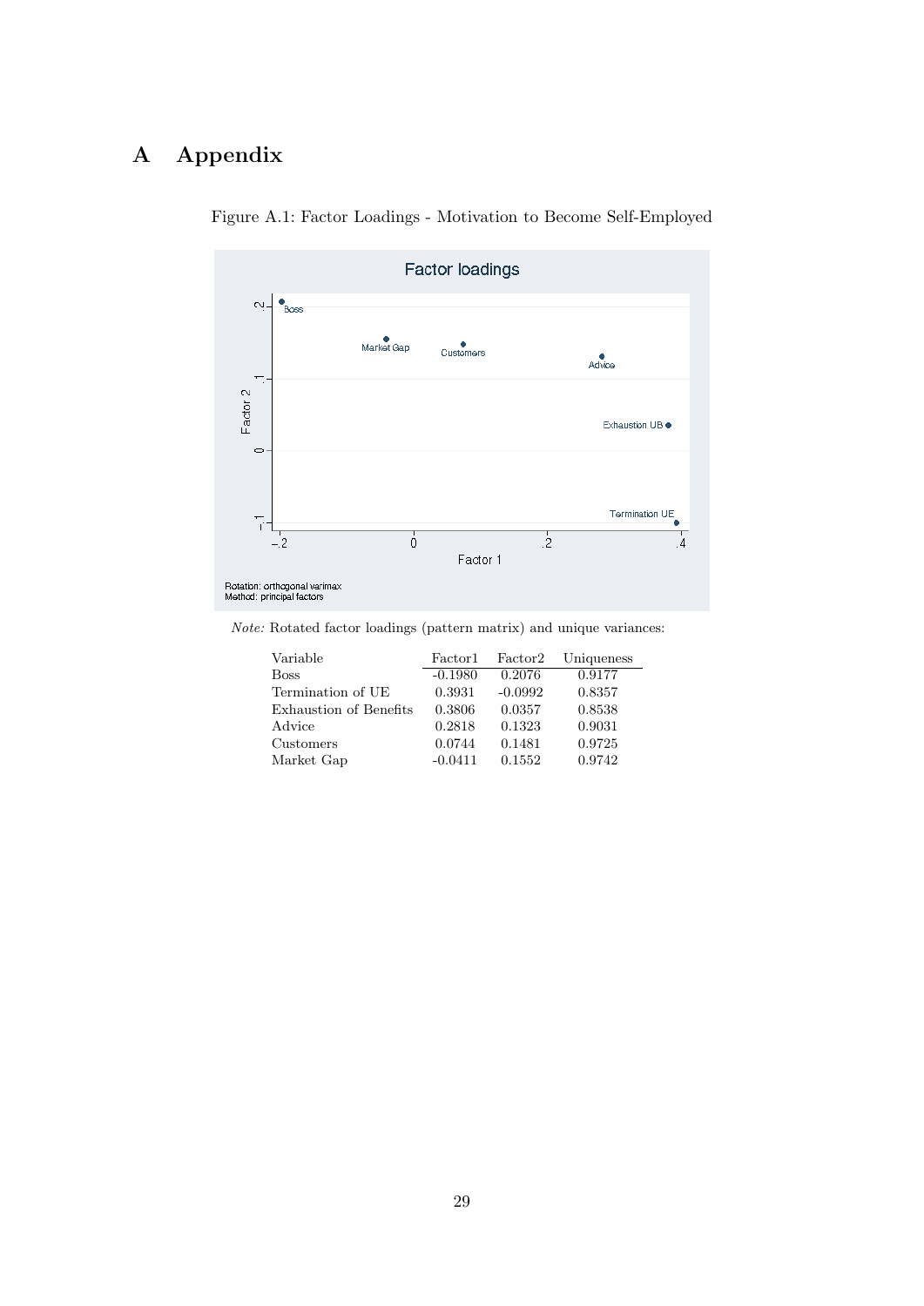# A Appendix

Figure A.1: Factor Loadings - Motivation to Become Self-Employed

*Note:* Rotated factor loadings (pattern matrix) and unique variances:

| Variable | Factor1 | Factor2 | Uniqueness |
|---|---|---|---|
| Boss | -0.1980 | 0.2076 | 0.9177 |
| Termination of UE | 0.3931 | -0.0992 | 0.8357 |
| Exhaustion of Benefits | 0.3806 | 0.0357 | 0.8538 |
| Advice | 0.2818 | 0.1323 | 0.9031 |
| Customers | 0.0744 | 0.1481 | 0.9725 |
| Market Gap | -0.0411 | 0.1552 | 0.9742 |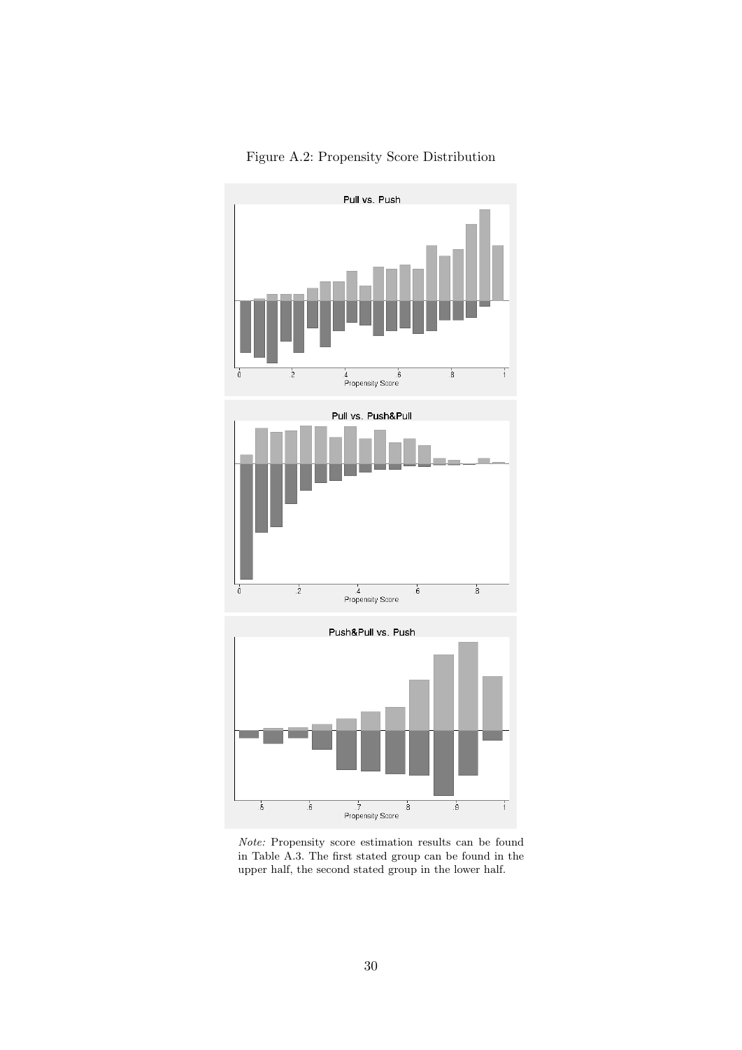Figure A.2: Propensity Score Distribution

*Note:* Propensity score estimation results can be found in Table A.3. The first stated group can be found in the upper half, the second stated group in the lower half.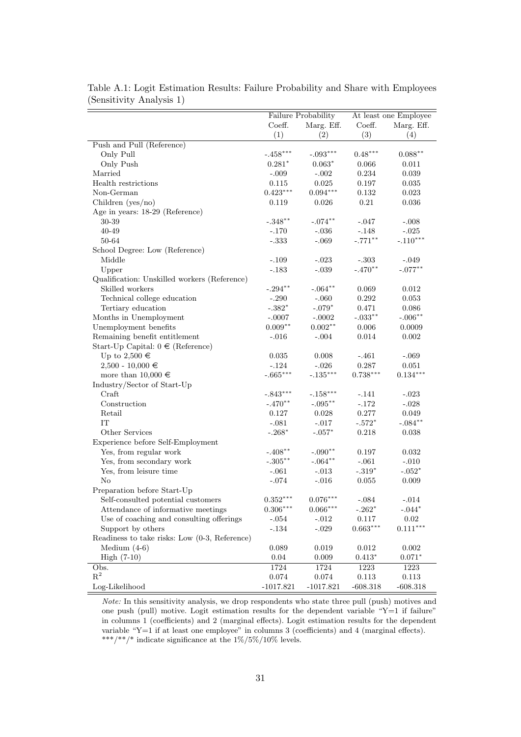Table A.1: Logit Estimation Results: Failure Probability and Share with Employees (Sensitivity Analysis 1)

| | Failure Probability | | At least one Employee | |
|---|---|---|---|---|
| | Coeff. | Marg. Eff. | Coeff. | Marg. Eff. |
| | (1) | (2) | (3) | (4) |
| Push and Pull (Reference) | | | | |
| Only Pull | -.458*** | -.093*** | 0.48*** | 0.088** |
| Only Push | 0.281* | 0.063* | 0.066 | 0.011 |
| Married | -.009 | -.002 | 0.234 | 0.039 |
| Health restrictions | 0.115 | 0.025 | 0.197 | 0.035 |
| Non-German | 0.423*** | 0.094*** | 0.132 | 0.023 |
| Children (yes/no) | 0.119 | 0.026 | 0.21 | 0.036 |
| Age in years: 18-29 (Reference) | | | | |
| 30-39 | -.348** | -.074** | -.047 | -.008 |
| 40-49 | -.170 | -.036 | -.148 | -.025 |
| 50-64 | -.333 | -.069 | -.771** | -.110*** |
| School Degree: Low (Reference) | | | | |
| Middle | -.109 | -.023 | -.303 | -.049 |
| Upper | -.183 | -.039 | -.470** | -.077** |
| Qualification: Unskilled workers (Reference) | | | | |
| Skilled workers | -.294** | -.064** | 0.069 | 0.012 |
| Technical college education | -.290 | -.060 | 0.292 | 0.053 |
| Tertiary education | -.382* | -.079* | 0.471 | 0.086 |
| Months in Unemployment | -.0007 | -.0002 | -.033** | -.006** |
| Unemployment benefits | 0.009** | 0.002** | 0.006 | 0.0009 |
| Remaining benefit entitlement | -.016 | -.004 | 0.014 | 0.002 |
| Start-Up Capital: 0 € (Reference) | | | | |
| Up to 2,500 € | 0.035 | 0.008 | -.461 | -.069 |
| 2,500 - 10,000 € | -.124 | -.026 | 0.287 | 0.051 |
| more than 10,000 € | -.665*** | -.135*** | 0.738*** | 0.134*** |
| Industry/Sector of Start-Up | | | | |
| Craft | -.843*** | -.158*** | -.141 | -.023 |
| Construction | -.470** | -.095** | -.172 | -.028 |
| Retail | 0.127 | 0.028 | 0.277 | 0.049 |
| IT | -.081 | -.017 | -.572* | -.084** |
| Other Services | -.268* | -.057* | 0.218 | 0.038 |
| Experience before Self-Employment | | | | |
| Yes, from regular work | -.408** | -.090** | 0.197 | 0.032 |
| Yes, from secondary work | -.305** | -.064** | -.061 | -.010 |
| Yes, from leisure time | -.061 | -.013 | -.319* | -.052* |
| No | -.074 | -.016 | 0.055 | 0.009 |
| Preparation before Start-Up | | | | |
| Self-consulted potential customers | 0.352*** | 0.076*** | -.084 | -.014 |
| Attendance of informative meetings | 0.306*** | 0.066*** | -.262* | -.044* |
| Use of coaching and consulting offerings | -.054 | -.012 | 0.117 | 0.02 |
| Support by others | -.134 | -.029 | 0.663*** | 0.111*** |
| Readiness to take risks: Low (0-3, Reference) | | | | |
| Medium (4-6) | 0.089 | 0.019 | 0.012 | 0.002 |
| High (7-10) | 0.04 | 0.009 | 0.413* | 0.071* |
| Obs. | 1724 | 1724 | 1223 | 1223 |
| $R^2$ | 0.074 | 0.074 | 0.113 | 0.113 |
| Log-Likelihood | -1017.821 | -1017.821 | -608.318 | -608.318 |

*Note:* In this sensitivity analysis, we drop respondents who state three pull (push) motives and one push (pull) motive. Logit estimation results for the dependent variable "Y=1 if failure" in columns 1 (coefficients) and 2 (marginal effects). Logit estimation results for the dependent variable "Y=1 if at least one employee" in columns 3 (coefficients) and 4 (marginal effects). ***/**/* indicate significance at the 1%/5%/10% levels.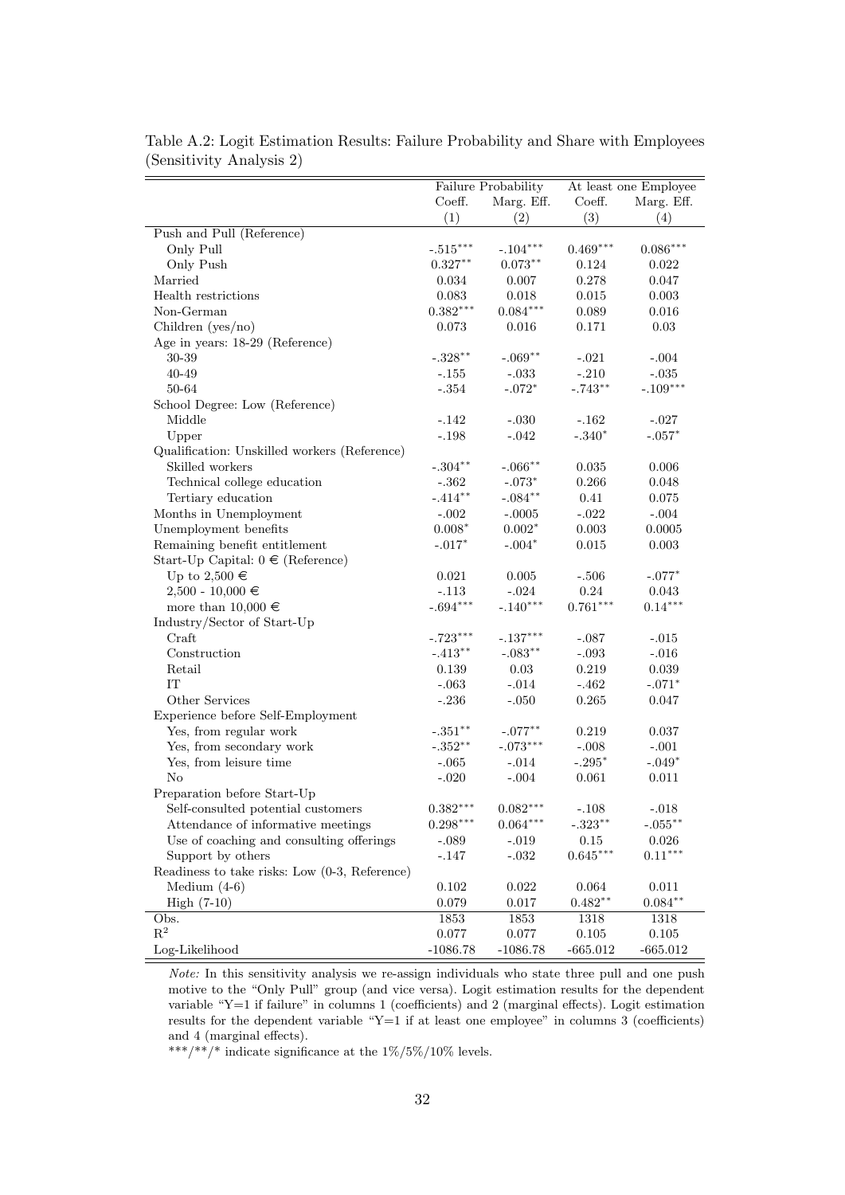Table A.2: Logit Estimation Results: Failure Probability and Share with Employees (Sensitivity Analysis 2)

| | Failure Probability | | At least one Employee | |
|---|---|---|---|---|
| | Coeff. | Marg. Eff. | Coeff. | Marg. Eff. |
| | (1) | (2) | (3) | (4) |
| Push and Pull (Reference) | | | | |
| Only Pull | -.515*** | -.104*** | 0.469*** | 0.086*** |
| Only Push | 0.327** | 0.073** | 0.124 | 0.022 |
| Married | 0.034 | 0.007 | 0.278 | 0.047 |
| Health restrictions | 0.083 | 0.018 | 0.015 | 0.003 |
| Non-German | 0.382*** | 0.084*** | 0.089 | 0.016 |
| Children (yes/no) | 0.073 | 0.016 | 0.171 | 0.03 |
| Age in years: 18-29 (Reference) | | | | |
| 30-39 | -.328** | -.069** | -.021 | -.004 |
| 40-49 | -.155 | -.033 | -.210 | -.035 |
| 50-64 | -.354 | -.072* | -.743** | -.109*** |
| School Degree: Low (Reference) | | | | |
| Middle | -.142 | -.030 | -.162 | -.027 |
| Upper | -.198 | -.042 | -.340* | -.057* |
| Qualification: Unskilled workers (Reference) | | | | |
| Skilled workers | -.304** | -.066** | 0.035 | 0.006 |
| Technical college education | -.362 | -.073* | 0.266 | 0.048 |
| Tertiary education | -.414** | -.084** | 0.41 | 0.075 |
| Months in Unemployment | -.002 | -.0005 | -.022 | -.004 |
| Unemployment benefits | 0.008* | 0.002* | 0.003 | 0.0005 |
| Remaining benefit entitlement | -.017* | -.004* | 0.015 | 0.003 |
| Start-Up Capital: 0 € (Reference) | | | | |
| Up to 2,500 € | 0.021 | 0.005 | -.506 | -.077* |
| 2,500 - 10,000 € | -.113 | -.024 | 0.24 | 0.043 |
| more than 10,000 € | -.694*** | -.140*** | 0.761*** | 0.14*** |
| Industry/Sector of Start-Up | | | | |
| Craft | -.723*** | -.137*** | -.087 | -.015 |
| Construction | -.413** | -.083** | -.093 | -.016 |
| Retail | 0.139 | 0.03 | 0.219 | 0.039 |
| IT | -.063 | -.014 | -.462 | -.071* |
| Other Services | -.236 | -.050 | 0.265 | 0.047 |
| Experience before Self-Employment | | | | |
| Yes, from regular work | -.351** | -.077** | 0.219 | 0.037 |
| Yes, from secondary work | -.352** | -.073*** | -.008 | -.001 |
| Yes, from leisure time | -.065 | -.014 | -.295* | -.049* |
| No | -.020 | -.004 | 0.061 | 0.011 |
| Preparation before Start-Up | | | | |
| Self-consulted potential customers | 0.382*** | 0.082*** | -.108 | -.018 |
| Attendance of informative meetings | 0.298*** | 0.064*** | -.323** | -.055** |
| Use of coaching and consulting offerings | -.089 | -.019 | 0.15 | 0.026 |
| Support by others | -.147 | -.032 | 0.645*** | 0.11*** |
| Readiness to take risks: Low (0-3, Reference) | | | | |
| Medium (4-6) | 0.102 | 0.022 | 0.064 | 0.011 |
| High (7-10) | 0.079 | 0.017 | 0.482** | 0.084** |
| Obs. | 1853 | 1853 | 1318 | 1318 |
| $R^2$ | 0.077 | 0.077 | 0.105 | 0.105 |
| Log-Likelihood | -1086.78 | -1086.78 | -665.012 | -665.012 |

*Note:* In this sensitivity analysis we re-assign individuals who state three pull and one push motive to the "Only Pull" group (and vice versa). Logit estimation results for the dependent variable "Y=1 if failure" in columns 1 (coefficients) and 2 (marginal effects). Logit estimation results for the dependent variable "Y=1 if at least one employee" in columns 3 (coefficients) and 4 (marginal effects).

***/**/* indicate significance at the 1%/5%/10% levels.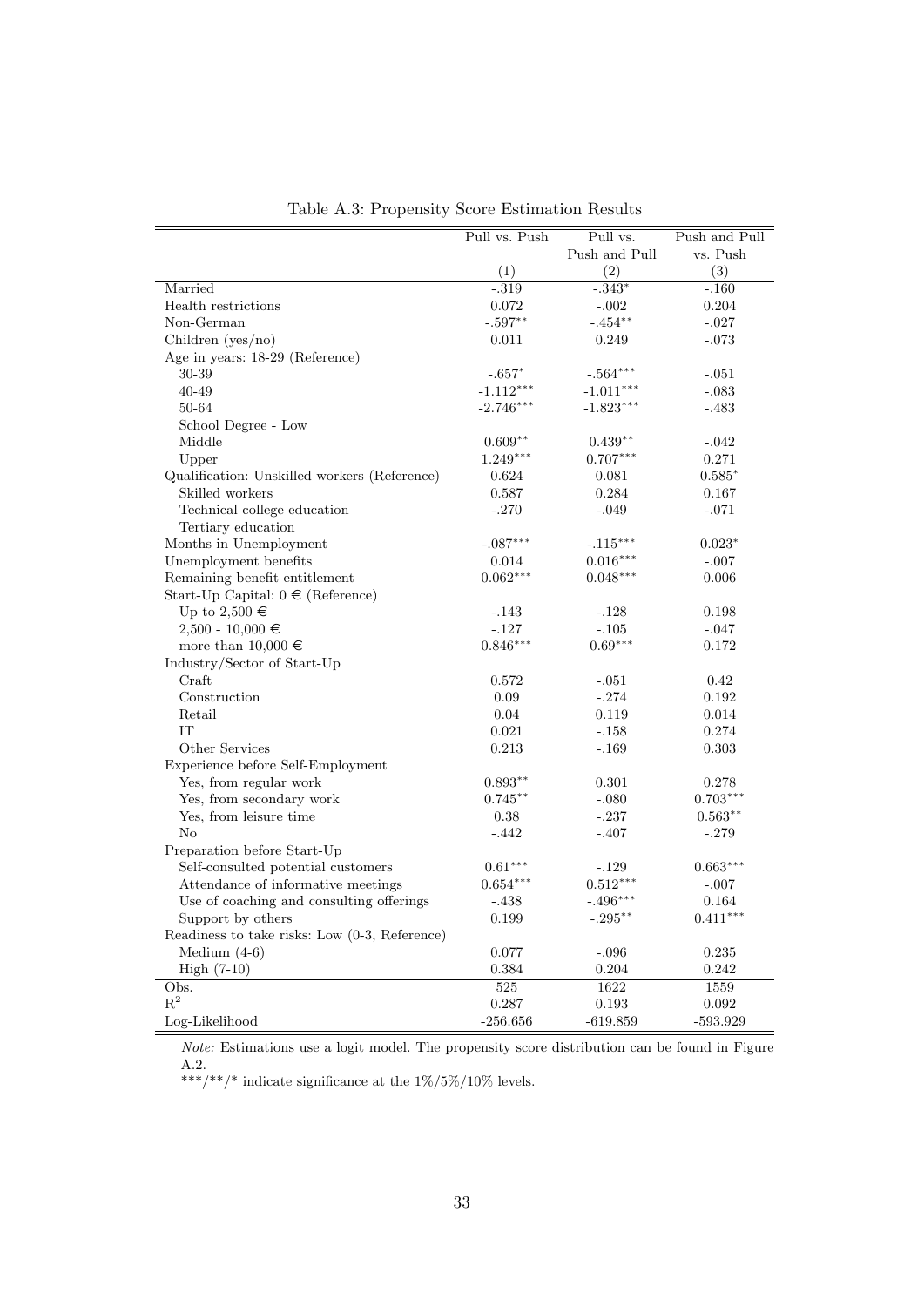Table A.3: Propensity Score Estimation Results

| | Pull vs. Push | Pull vs. Push and Pull | Push and Pull vs. Push |
|---|---|---|---|
| | (1) | (2) | (3) |
| Married | -.319 | -.343* | -.160 |
| Health restrictions | 0.072 | -.002 | 0.204 |
| Non-German | -.597** | -.454** | -.027 |
| Children (yes/no) | 0.011 | 0.249 | -.073 |
| Age in years: 18-29 (Reference) | | | |
| 30-39 | -.657* | -.564*** | -.051 |
| 40-49 | -1.112*** | -1.011*** | -.083 |
| 50-64 | -2.746*** | -1.823*** | -.483 |
| School Degree - Low | | | |
| Middle | 0.609** | 0.439** | -.042 |
| Upper | 1.249*** | 0.707*** | 0.271 |
| Qualification: Unskilled workers (Reference) | 0.624 | 0.081 | 0.585* |
| Skilled workers | 0.587 | 0.284 | 0.167 |
| Technical college education | -.270 | -.049 | -.071 |
| Tertiary education | | | |
| Months in Unemployment | -.087*** | -.115*** | 0.023* |
| Unemployment benefits | 0.014 | 0.016*** | -.007 |
| Remaining benefit entitlement | 0.062*** | 0.048*** | 0.006 |
| Start-Up Capital: 0 € (Reference) | | | |
| Up to 2,500 € | -.143 | -.128 | 0.198 |
| 2,500 - 10,000 € | -.127 | -.105 | -.047 |
| more than 10,000 € | 0.846*** | 0.69*** | 0.172 |
| Industry/Sector of Start-Up | | | |
| Craft | 0.572 | -.051 | 0.42 |
| Construction | 0.09 | -.274 | 0.192 |
| Retail | 0.04 | 0.119 | 0.014 |
| IT | 0.021 | -.158 | 0.274 |
| Other Services | 0.213 | -.169 | 0.303 |
| Experience before Self-Employment | | | |
| Yes, from regular work | 0.893** | 0.301 | 0.278 |
| Yes, from secondary work | 0.745** | -.080 | 0.703*** |
| Yes, from leisure time | 0.38 | -.237 | 0.563** |
| No | -.442 | -.407 | -.279 |
| Preparation before Start-Up | | | |
| Self-consulted potential customers | 0.61*** | -.129 | 0.663*** |
| Attendance of informative meetings | 0.654*** | 0.512*** | -.007 |
| Use of coaching and consulting offerings | -.438 | -.496*** | 0.164 |
| Support by others | 0.199 | -.295** | 0.411*** |
| Readiness to take risks: Low (0-3, Reference) | | | |
| Medium (4-6) | 0.077 | -.096 | 0.235 |
| High (7-10) | 0.384 | 0.204 | 0.242 |
| Obs. | 525 | 1622 | 1559 |
| $R^2$ | 0.287 | 0.193 | 0.092 |
| Log-Likelihood | -256.656 | -619.859 | -593.929 |

*Note:* Estimations use a logit model. The propensity score distribution can be found in Figure A.2.

***/**/* indicate significance at the 1%/5%/10% levels.